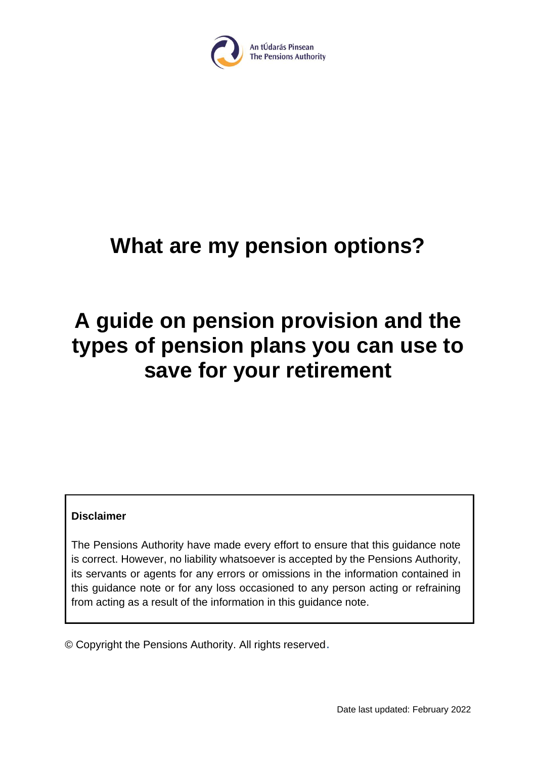An tÚdarás Pinsean
The Pensions Authority

# What are my pension options?

# A guide on pension provision and the types of pension plans you can use to save for your retirement

**Disclaimer**

The Pensions Authority have made every effort to ensure that this guidance note is correct. However, no liability whatsoever is accepted by the Pensions Authority, its servants or agents for any errors or omissions in the information contained in this guidance note or for any loss occasioned to any person acting or refraining from acting as a result of the information in this guidance note.

© Copyright the Pensions Authority. All rights reserved.

Date last updated: February 2022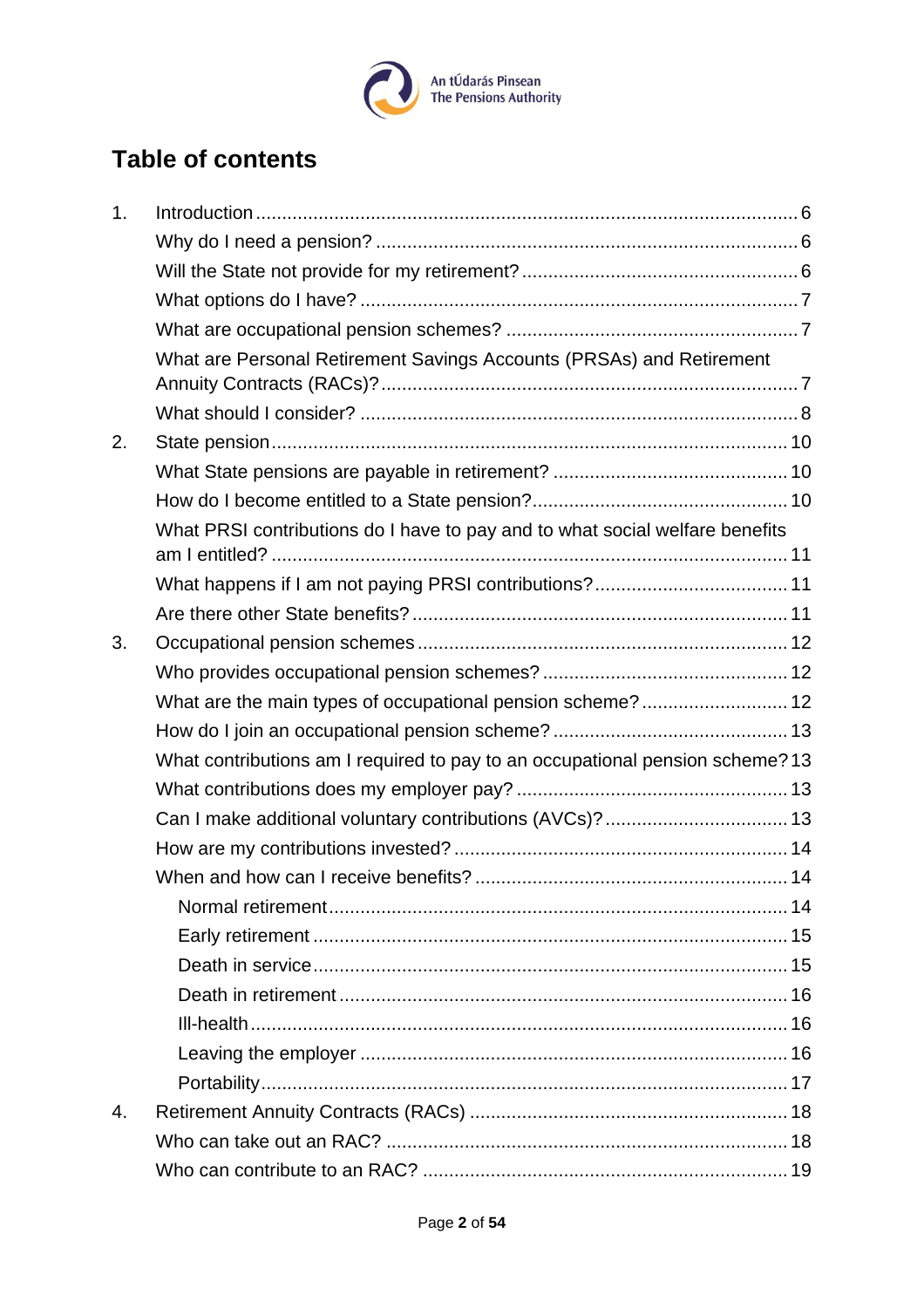# Table of contents

1. Introduction ........ 6
   - Why do I need a pension? ........ 6
   - Will the State not provide for my retirement? ........ 6
   - What options do I have? ........ 7
   - What are occupational pension schemes? ........ 7
   - What are Personal Retirement Savings Accounts (PRSAs) and Retirement Annuity Contracts (RACs)? ........ 7
   - What should I consider? ........ 8
2. State pension ........ 10
   - What State pensions are payable in retirement? ........ 10
   - How do I become entitled to a State pension? ........ 10
   - What PRSI contributions do I have to pay and to what social welfare benefits am I entitled? ........ 11
   - What happens if I am not paying PRSI contributions? ........ 11
   - Are there other State benefits? ........ 11
3. Occupational pension schemes ........ 12
   - Who provides occupational pension schemes? ........ 12
   - What are the main types of occupational pension scheme? ........ 12
   - How do I join an occupational pension scheme? ........ 13
   - What contributions am I required to pay to an occupational pension scheme? 13
   - What contributions does my employer pay? ........ 13
   - Can I make additional voluntary contributions (AVCs)? ........ 13
   - How are my contributions invested? ........ 14
   - When and how can I receive benefits? ........ 14
     - Normal retirement ........ 14
     - Early retirement ........ 15
     - Death in service ........ 15
     - Death in retirement ........ 16
     - Ill-health ........ 16
     - Leaving the employer ........ 16
     - Portability ........ 17
4. Retirement Annuity Contracts (RACs) ........ 18
   - Who can take out an RAC? ........ 18
   - Who can contribute to an RAC? ........ 19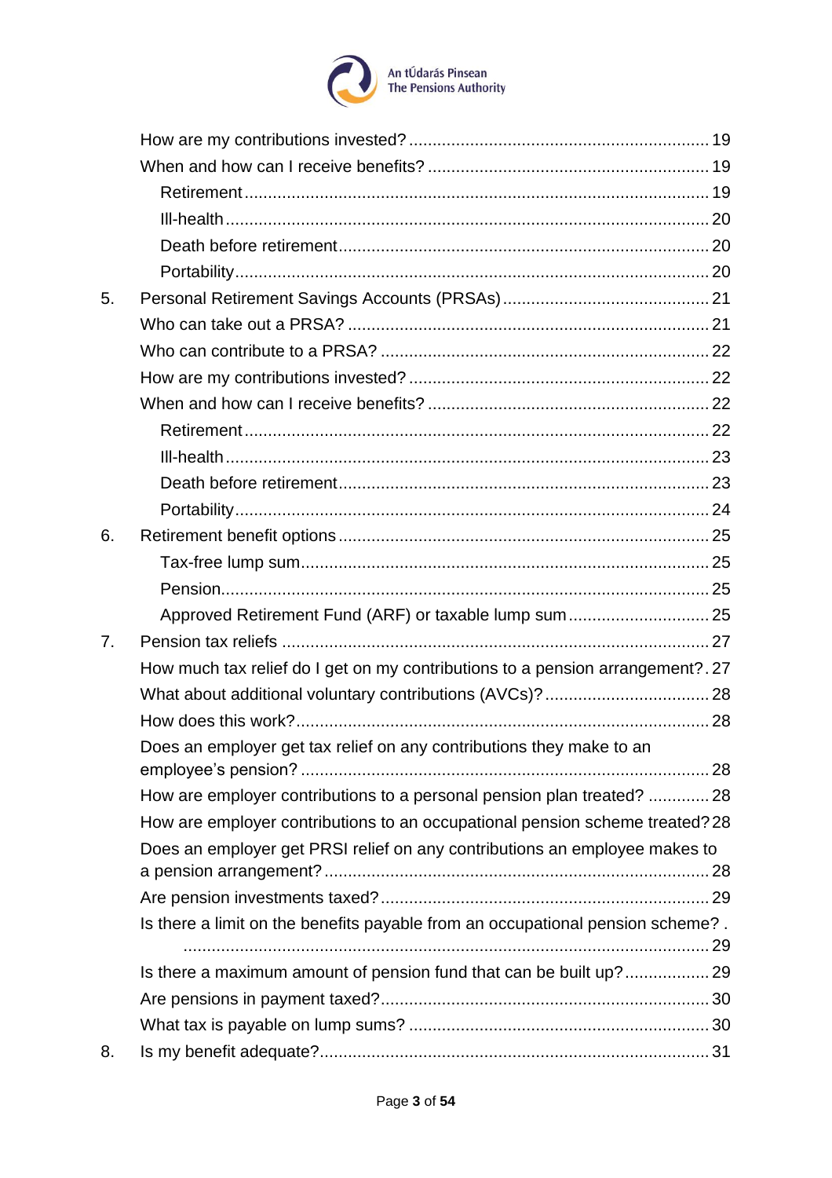How are my contributions invested? ... 19

When and how can I receive benefits? ... 19

- Retirement ... 19
- Ill-health ... 20
- Death before retirement ... 20
- Portability ... 20

5. Personal Retirement Savings Accounts (PRSAs) ... 21

Who can take out a PRSA? ... 21

Who can contribute to a PRSA? ... 22

How are my contributions invested? ... 22

When and how can I receive benefits? ... 22

- Retirement ... 22
- Ill-health ... 23
- Death before retirement ... 23
- Portability ... 24

6. Retirement benefit options ... 25

- Tax-free lump sum ... 25
- Pension ... 25
- Approved Retirement Fund (ARF) or taxable lump sum ... 25

7. Pension tax reliefs ... 27

How much tax relief do I get on my contributions to a pension arrangement? ... 27

What about additional voluntary contributions (AVCs)? ... 28

How does this work? ... 28

Does an employer get tax relief on any contributions they make to an employee's pension? ... 28

How are employer contributions to a personal pension plan treated? ... 28

How are employer contributions to an occupational pension scheme treated? ... 28

Does an employer get PRSI relief on any contributions an employee makes to a pension arrangement? ... 28

Are pension investments taxed? ... 29

Is there a limit on the benefits payable from an occupational pension scheme? ... 29

Is there a maximum amount of pension fund that can be built up? ... 29

Are pensions in payment taxed? ... 30

What tax is payable on lump sums? ... 30

8. Is my benefit adequate? ... 31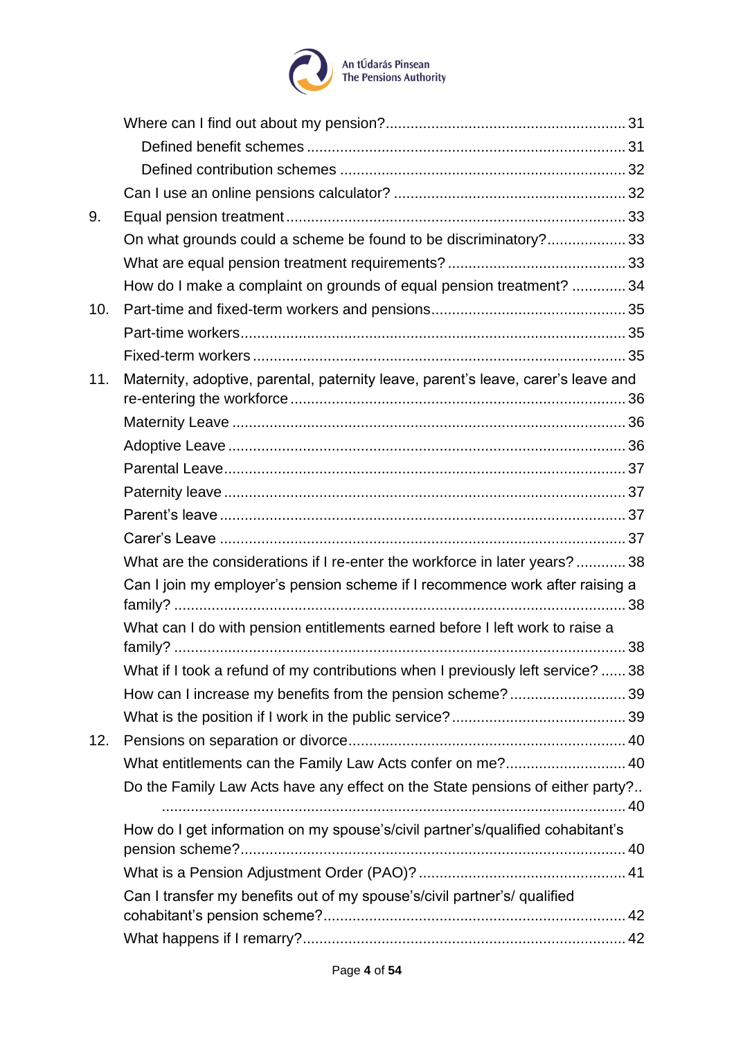Where can I find out about my pension? ........................................................ 31

Defined benefit schemes ............................................................................ 31

Defined contribution schemes .................................................................... 32

Can I use an online pensions calculator? ...................................................... 32

9. Equal pension treatment ................................................................................ 33

On what grounds could a scheme be found to be discriminatory? .................. 33

What are equal pension treatment requirements? .......................................... 33

How do I make a complaint on grounds of equal pension treatment? ............. 34

10. Part-time and fixed-term workers and pensions .............................................. 35

Part-time workers .......................................................................................... 35

Fixed-term workers ........................................................................................ 35

11. Maternity, adoptive, parental, paternity leave, parent's leave, carer's leave and re-entering the workforce ............................................................................... 36

Maternity Leave ............................................................................................. 36

Adoptive Leave .............................................................................................. 36

Parental Leave ............................................................................................... 37

Paternity leave ............................................................................................... 37

Parent's leave ................................................................................................ 37

Carer's Leave ................................................................................................. 37

What are the considerations if I re-enter the workforce in later years? ............ 38

Can I join my employer's pension scheme if I recommence work after raising a family? ........................................................................................................... 38

What can I do with pension entitlements earned before I left work to raise a family? ........................................................................................................... 38

What if I took a refund of my contributions when I previously left service? ...... 38

How can I increase my benefits from the pension scheme? ........................... 39

What is the position if I work in the public service? ......................................... 39

12. Pensions on separation or divorce ................................................................. 40

What entitlements can the Family Law Acts confer on me? ............................ 40

Do the Family Law Acts have any effect on the State pensions of either party? .................................................................................................................. 40

How do I get information on my spouse's/civil partner's/qualified cohabitant's pension scheme? ........................................................................................... 40

What is a Pension Adjustment Order (PAO)? ................................................. 41

Can I transfer my benefits out of my spouse's/civil partner's/ qualified cohabitant's pension scheme? ........................................................................ 42

What happens if I remarry? ............................................................................ 42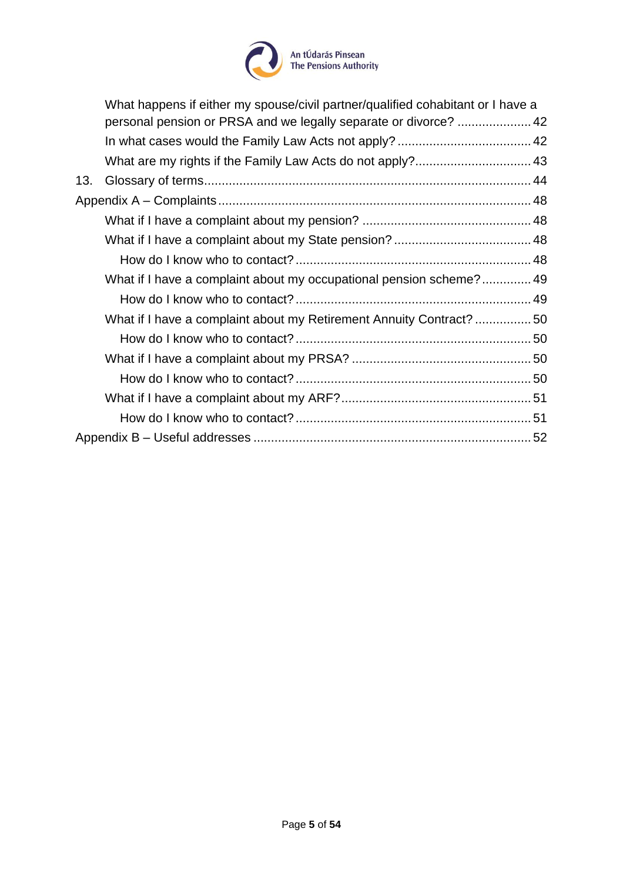What happens if either my spouse/civil partner/qualified cohabitant or I have a personal pension or PRSA and we legally separate or divorce? ..................... 42

In what cases would the Family Law Acts not apply? ...................................... 42

What are my rights if the Family Law Acts do not apply? ................................ 43

13. Glossary of terms ............................................................................................ 44

Appendix A – Complaints ....................................................................................... 48

What if I have a complaint about my pension? ................................................ 48

What if I have a complaint about my State pension? ....................................... 48

How do I know who to contact? .................................................................. 48

What if I have a complaint about my occupational pension scheme? .............. 49

How do I know who to contact? .................................................................. 49

What if I have a complaint about my Retirement Annuity Contract? ................ 50

How do I know who to contact? .................................................................. 50

What if I have a complaint about my PRSA? ................................................... 50

How do I know who to contact? .................................................................. 50

What if I have a complaint about my ARF? ...................................................... 51

How do I know who to contact? .................................................................. 51

Appendix B – Useful addresses ............................................................................. 52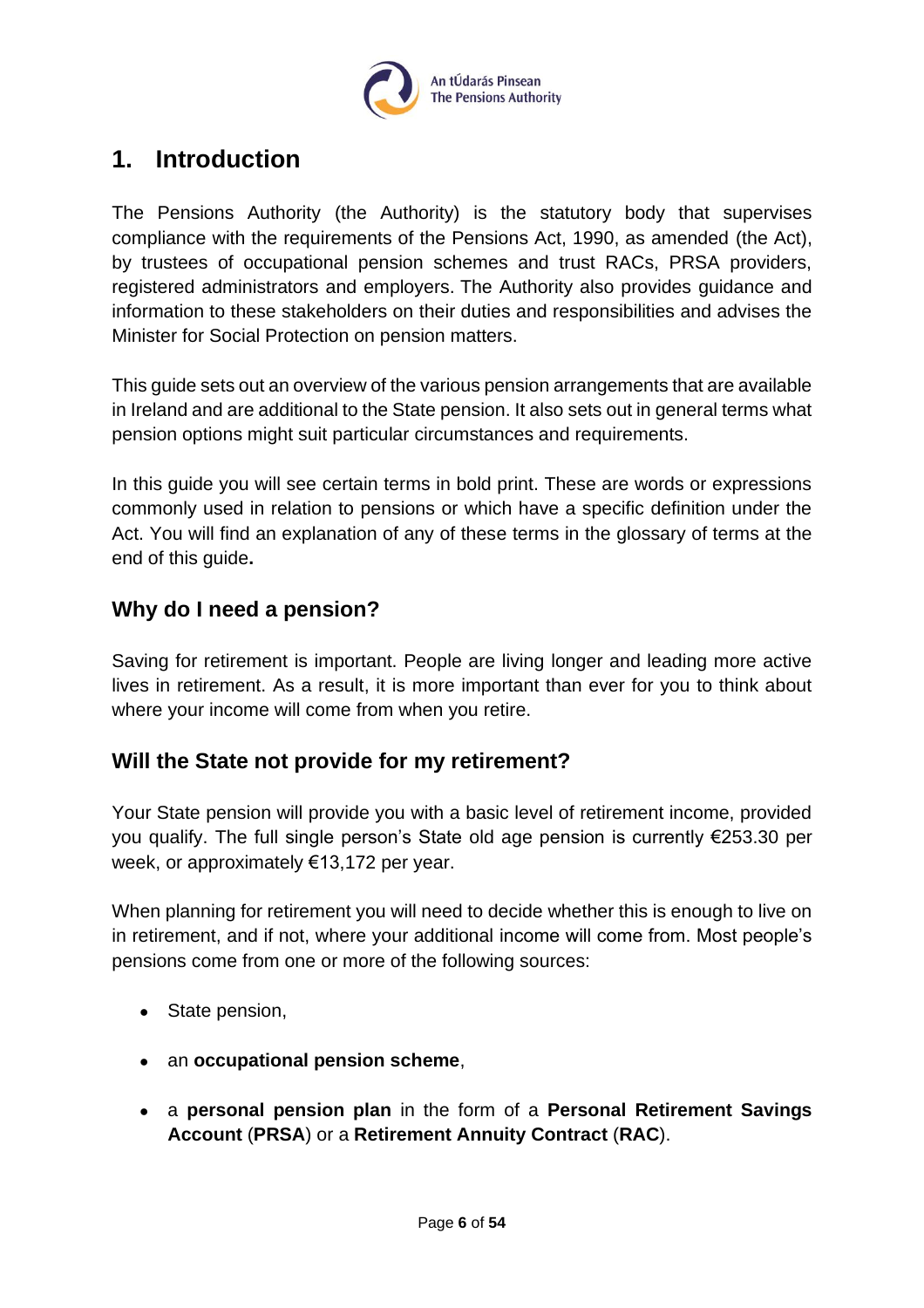# 1. Introduction

The Pensions Authority (the Authority) is the statutory body that supervises compliance with the requirements of the Pensions Act, 1990, as amended (the Act), by trustees of occupational pension schemes and trust RACs, PRSA providers, registered administrators and employers. The Authority also provides guidance and information to these stakeholders on their duties and responsibilities and advises the Minister for Social Protection on pension matters.

This guide sets out an overview of the various pension arrangements that are available in Ireland and are additional to the State pension. It also sets out in general terms what pension options might suit particular circumstances and requirements.

In this guide you will see certain terms in bold print. These are words or expressions commonly used in relation to pensions or which have a specific definition under the Act. You will find an explanation of any of these terms in the glossary of terms at the end of this guide**.**

## Why do I need a pension?

Saving for retirement is important. People are living longer and leading more active lives in retirement. As a result, it is more important than ever for you to think about where your income will come from when you retire.

## Will the State not provide for my retirement?

Your State pension will provide you with a basic level of retirement income, provided you qualify. The full single person's State old age pension is currently €253.30 per week, or approximately €13,172 per year.

When planning for retirement you will need to decide whether this is enough to live on in retirement, and if not, where your additional income will come from. Most people's pensions come from one or more of the following sources:

- State pension,
- an **occupational pension scheme**,
- a **personal pension plan** in the form of a **Personal Retirement Savings Account** (**PRSA**) or a **Retirement Annuity Contract** (**RAC**).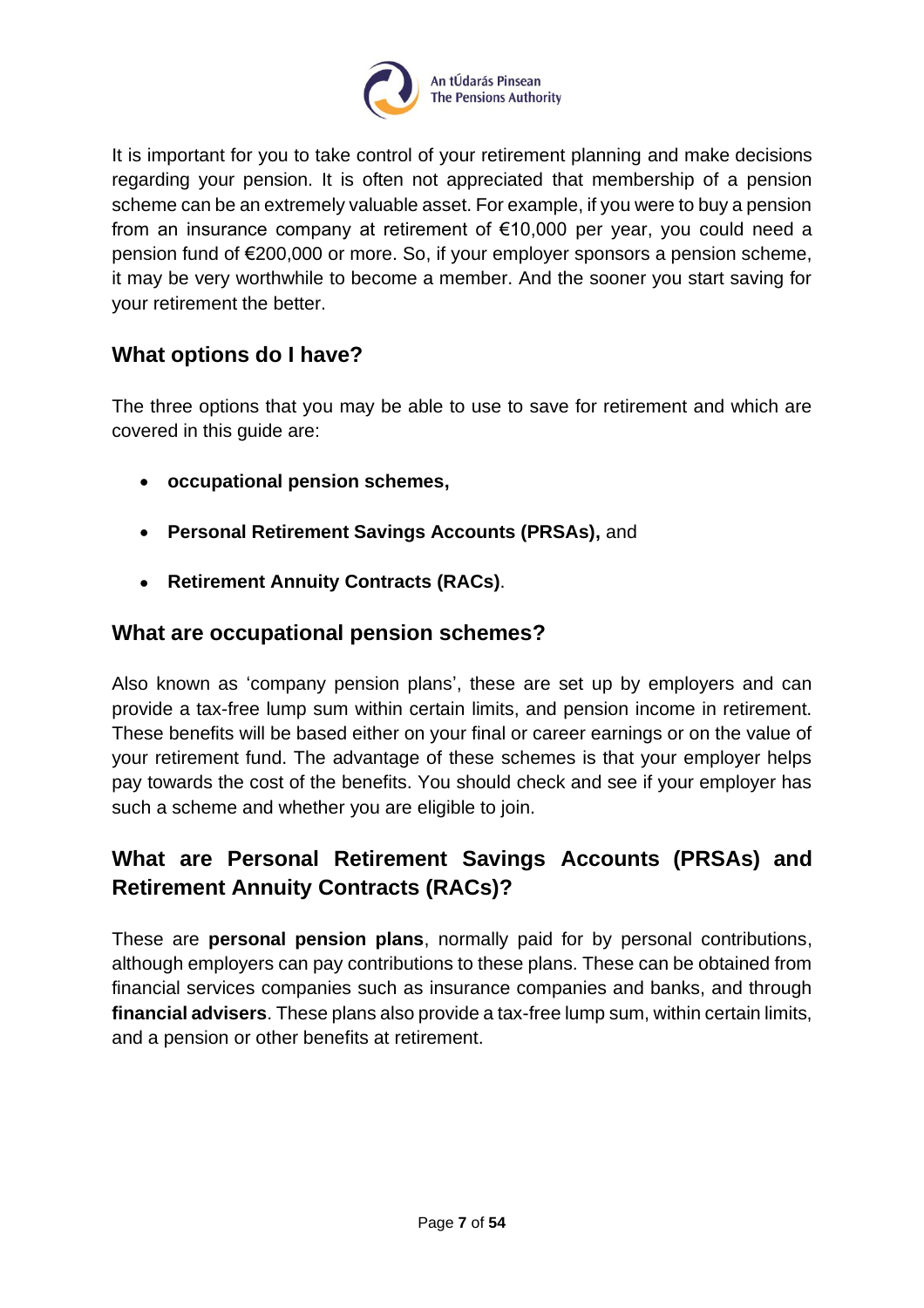It is important for you to take control of your retirement planning and make decisions regarding your pension. It is often not appreciated that membership of a pension scheme can be an extremely valuable asset. For example, if you were to buy a pension from an insurance company at retirement of €10,000 per year, you could need a pension fund of €200,000 or more. So, if your employer sponsors a pension scheme, it may be very worthwhile to become a member. And the sooner you start saving for your retirement the better.

## What options do I have?

The three options that you may be able to use to save for retirement and which are covered in this guide are:

- **occupational pension schemes,**
- **Personal Retirement Savings Accounts (PRSAs),** and
- **Retirement Annuity Contracts (RACs)**.

## What are occupational pension schemes?

Also known as 'company pension plans', these are set up by employers and can provide a tax-free lump sum within certain limits, and pension income in retirement. These benefits will be based either on your final or career earnings or on the value of your retirement fund. The advantage of these schemes is that your employer helps pay towards the cost of the benefits. You should check and see if your employer has such a scheme and whether you are eligible to join.

## What are Personal Retirement Savings Accounts (PRSAs) and Retirement Annuity Contracts (RACs)?

These are **personal pension plans**, normally paid for by personal contributions, although employers can pay contributions to these plans. These can be obtained from financial services companies such as insurance companies and banks, and through **financial advisers**. These plans also provide a tax-free lump sum, within certain limits, and a pension or other benefits at retirement.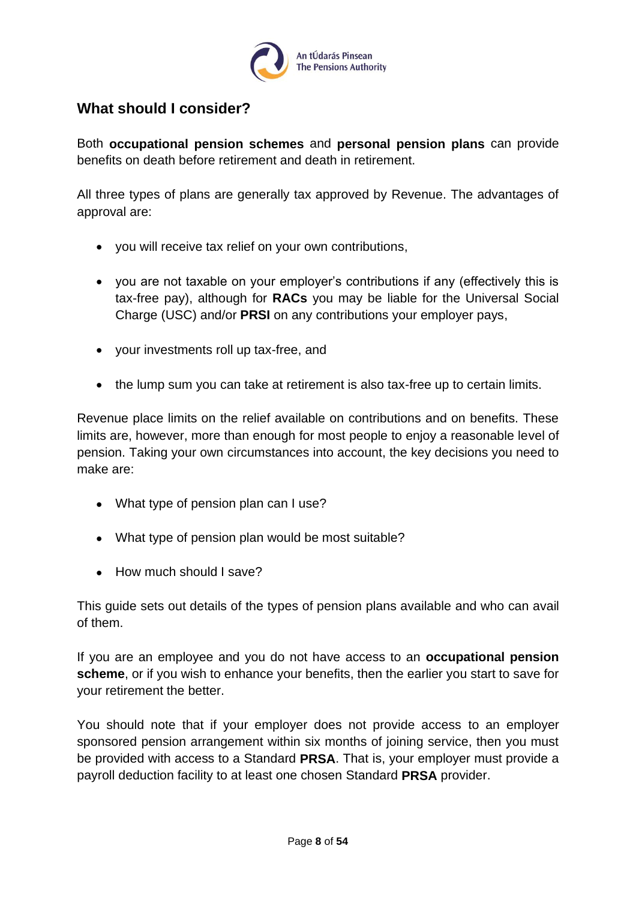## What should I consider?

Both **occupational pension schemes** and **personal pension plans** can provide benefits on death before retirement and death in retirement.

All three types of plans are generally tax approved by Revenue. The advantages of approval are:

- you will receive tax relief on your own contributions,
- you are not taxable on your employer's contributions if any (effectively this is tax-free pay), although for **RACs** you may be liable for the Universal Social Charge (USC) and/or **PRSI** on any contributions your employer pays,
- your investments roll up tax-free, and
- the lump sum you can take at retirement is also tax-free up to certain limits.

Revenue place limits on the relief available on contributions and on benefits. These limits are, however, more than enough for most people to enjoy a reasonable level of pension. Taking your own circumstances into account, the key decisions you need to make are:

- What type of pension plan can I use?
- What type of pension plan would be most suitable?
- How much should I save?

This guide sets out details of the types of pension plans available and who can avail of them.

If you are an employee and you do not have access to an **occupational pension scheme**, or if you wish to enhance your benefits, then the earlier you start to save for your retirement the better.

You should note that if your employer does not provide access to an employer sponsored pension arrangement within six months of joining service, then you must be provided with access to a Standard **PRSA**. That is, your employer must provide a payroll deduction facility to at least one chosen Standard **PRSA** provider.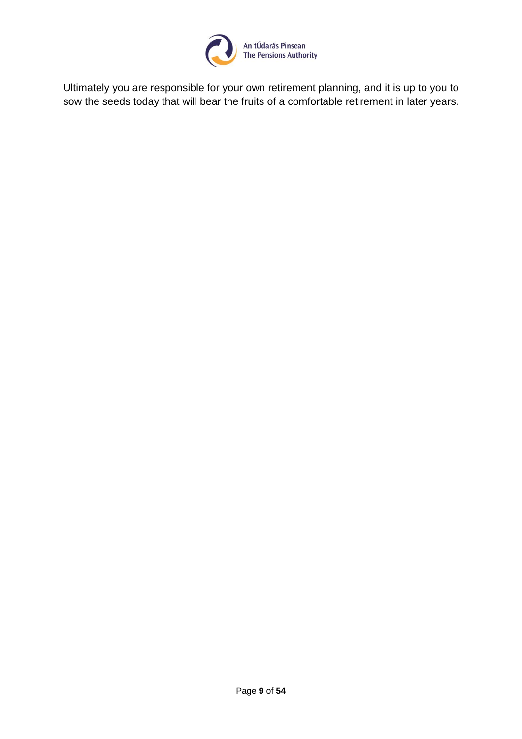Ultimately you are responsible for your own retirement planning, and it is up to you to sow the seeds today that will bear the fruits of a comfortable retirement in later years.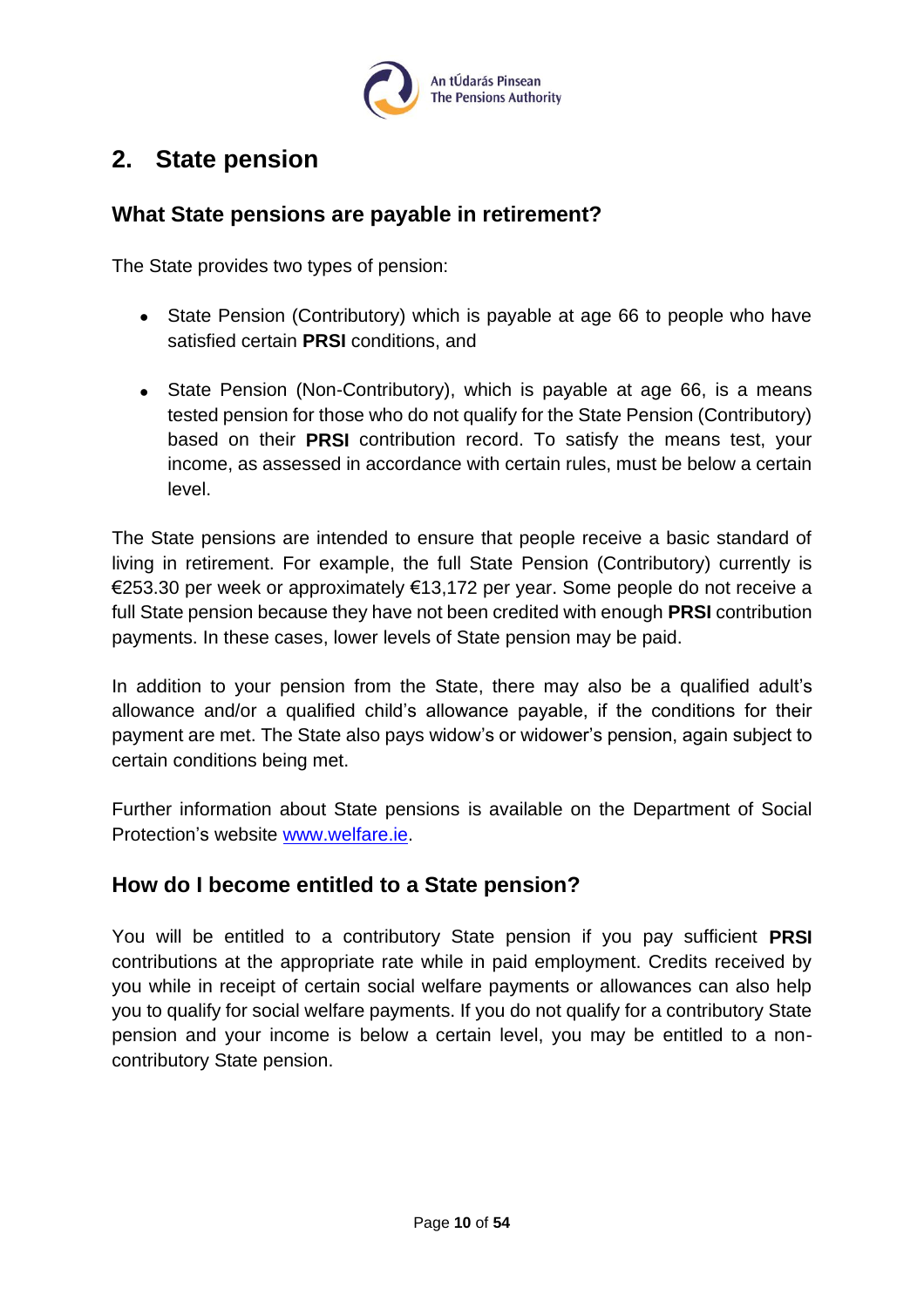## 2. State pension

### What State pensions are payable in retirement?

The State provides two types of pension:

- State Pension (Contributory) which is payable at age 66 to people who have satisfied certain **PRSI** conditions, and
- State Pension (Non-Contributory), which is payable at age 66, is a means tested pension for those who do not qualify for the State Pension (Contributory) based on their **PRSI** contribution record. To satisfy the means test, your income, as assessed in accordance with certain rules, must be below a certain level.

The State pensions are intended to ensure that people receive a basic standard of living in retirement. For example, the full State Pension (Contributory) currently is €253.30 per week or approximately €13,172 per year. Some people do not receive a full State pension because they have not been credited with enough **PRSI** contribution payments. In these cases, lower levels of State pension may be paid.

In addition to your pension from the State, there may also be a qualified adult's allowance and/or a qualified child's allowance payable, if the conditions for their payment are met. The State also pays widow's or widower's pension, again subject to certain conditions being met.

Further information about State pensions is available on the Department of Social Protection's website www.welfare.ie.

### How do I become entitled to a State pension?

You will be entitled to a contributory State pension if you pay sufficient **PRSI** contributions at the appropriate rate while in paid employment. Credits received by you while in receipt of certain social welfare payments or allowances can also help you to qualify for social welfare payments. If you do not qualify for a contributory State pension and your income is below a certain level, you may be entitled to a non-contributory State pension.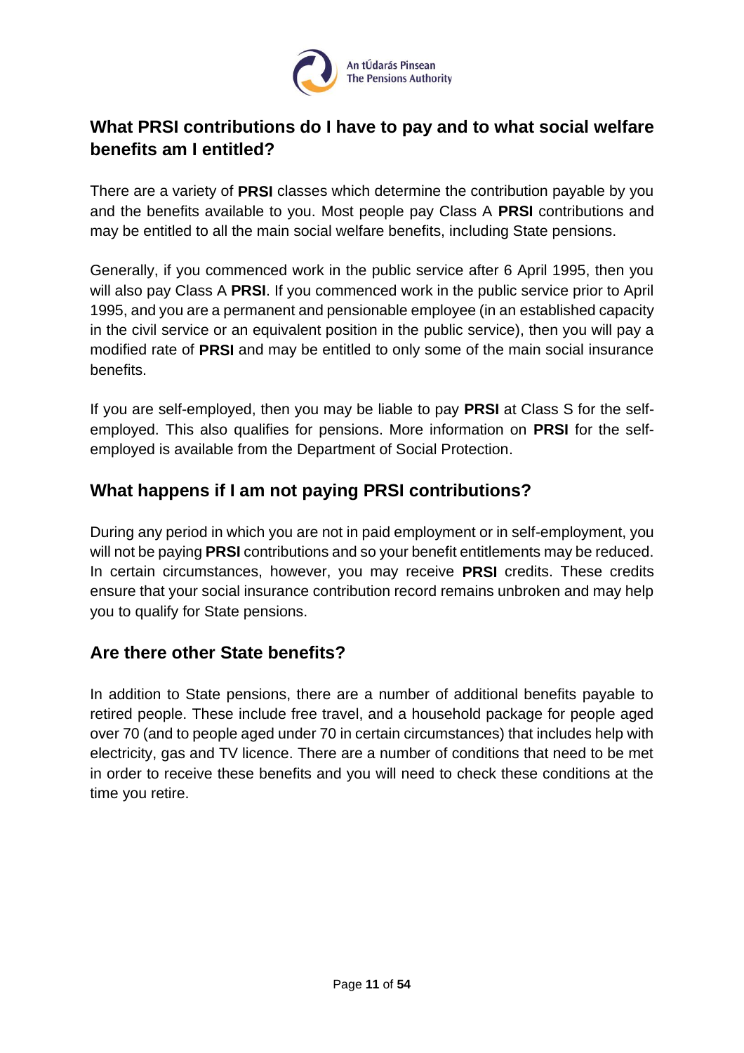## What PRSI contributions do I have to pay and to what social welfare benefits am I entitled?

There are a variety of **PRSI** classes which determine the contribution payable by you and the benefits available to you. Most people pay Class A **PRSI** contributions and may be entitled to all the main social welfare benefits, including State pensions.

Generally, if you commenced work in the public service after 6 April 1995, then you will also pay Class A **PRSI**. If you commenced work in the public service prior to April 1995, and you are a permanent and pensionable employee (in an established capacity in the civil service or an equivalent position in the public service), then you will pay a modified rate of **PRSI** and may be entitled to only some of the main social insurance benefits.

If you are self-employed, then you may be liable to pay **PRSI** at Class S for the self-employed. This also qualifies for pensions. More information on **PRSI** for the self-employed is available from the Department of Social Protection.

## What happens if I am not paying PRSI contributions?

During any period in which you are not in paid employment or in self-employment, you will not be paying **PRSI** contributions and so your benefit entitlements may be reduced. In certain circumstances, however, you may receive **PRSI** credits. These credits ensure that your social insurance contribution record remains unbroken and may help you to qualify for State pensions.

## Are there other State benefits?

In addition to State pensions, there are a number of additional benefits payable to retired people. These include free travel, and a household package for people aged over 70 (and to people aged under 70 in certain circumstances) that includes help with electricity, gas and TV licence. There are a number of conditions that need to be met in order to receive these benefits and you will need to check these conditions at the time you retire.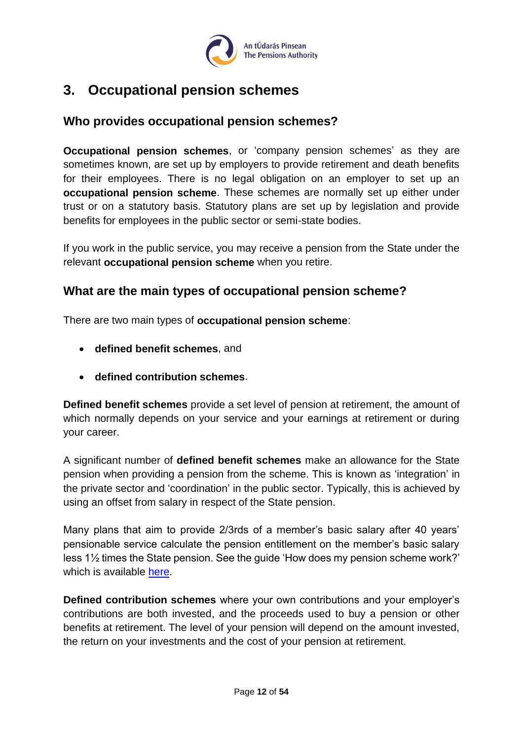## 3. Occupational pension schemes

### Who provides occupational pension schemes?

**Occupational pension schemes**, or 'company pension schemes' as they are sometimes known, are set up by employers to provide retirement and death benefits for their employees. There is no legal obligation on an employer to set up an **occupational pension scheme**. These schemes are normally set up either under trust or on a statutory basis. Statutory plans are set up by legislation and provide benefits for employees in the public sector or semi-state bodies.

If you work in the public service, you may receive a pension from the State under the relevant **occupational pension scheme** when you retire.

### What are the main types of occupational pension scheme?

There are two main types of **occupational pension scheme**:

- **defined benefit schemes**, and
- **defined contribution schemes**.

**Defined benefit schemes** provide a set level of pension at retirement, the amount of which normally depends on your service and your earnings at retirement or during your career.

A significant number of **defined benefit schemes** make an allowance for the State pension when providing a pension from the scheme. This is known as 'integration' in the private sector and 'coordination' in the public sector. Typically, this is achieved by using an offset from salary in respect of the State pension.

Many plans that aim to provide 2/3rds of a member's basic salary after 40 years' pensionable service calculate the pension entitlement on the member's basic salary less 1½ times the State pension. See the guide 'How does my pension scheme work?' which is available here.

**Defined contribution schemes** where your own contributions and your employer's contributions are both invested, and the proceeds used to buy a pension or other benefits at retirement. The level of your pension will depend on the amount invested, the return on your investments and the cost of your pension at retirement.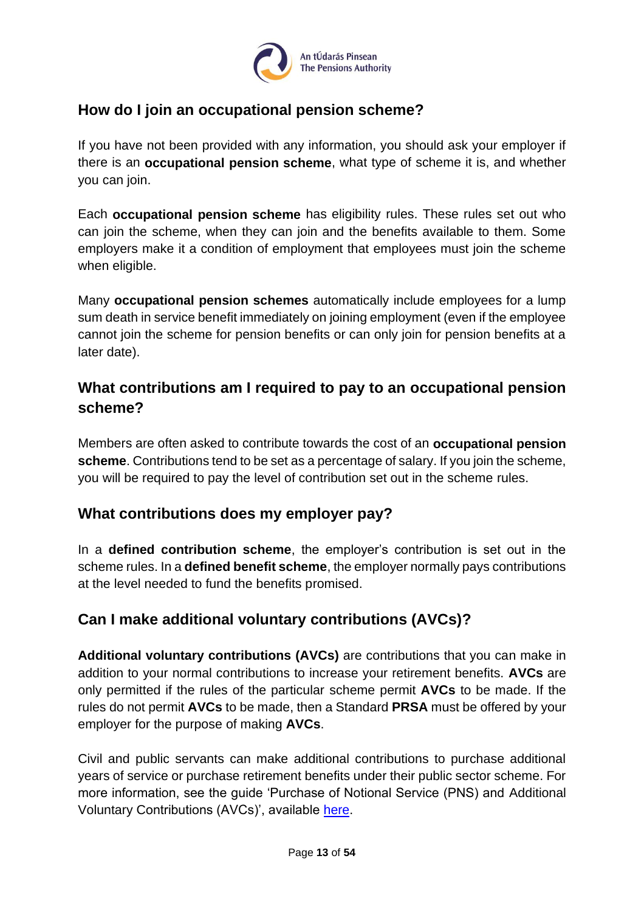## How do I join an occupational pension scheme?

If you have not been provided with any information, you should ask your employer if there is an **occupational pension scheme**, what type of scheme it is, and whether you can join.

Each **occupational pension scheme** has eligibility rules. These rules set out who can join the scheme, when they can join and the benefits available to them. Some employers make it a condition of employment that employees must join the scheme when eligible.

Many **occupational pension schemes** automatically include employees for a lump sum death in service benefit immediately on joining employment (even if the employee cannot join the scheme for pension benefits or can only join for pension benefits at a later date).

## What contributions am I required to pay to an occupational pension scheme?

Members are often asked to contribute towards the cost of an **occupational pension scheme**. Contributions tend to be set as a percentage of salary. If you join the scheme, you will be required to pay the level of contribution set out in the scheme rules.

## What contributions does my employer pay?

In a **defined contribution scheme**, the employer's contribution is set out in the scheme rules. In a **defined benefit scheme**, the employer normally pays contributions at the level needed to fund the benefits promised.

## Can I make additional voluntary contributions (AVCs)?

**Additional voluntary contributions (AVCs)** are contributions that you can make in addition to your normal contributions to increase your retirement benefits. **AVCs** are only permitted if the rules of the particular scheme permit **AVCs** to be made. If the rules do not permit **AVCs** to be made, then a Standard **PRSA** must be offered by your employer for the purpose of making **AVCs**.

Civil and public servants can make additional contributions to purchase additional years of service or purchase retirement benefits under their public sector scheme. For more information, see the guide 'Purchase of Notional Service (PNS) and Additional Voluntary Contributions (AVCs)', available here.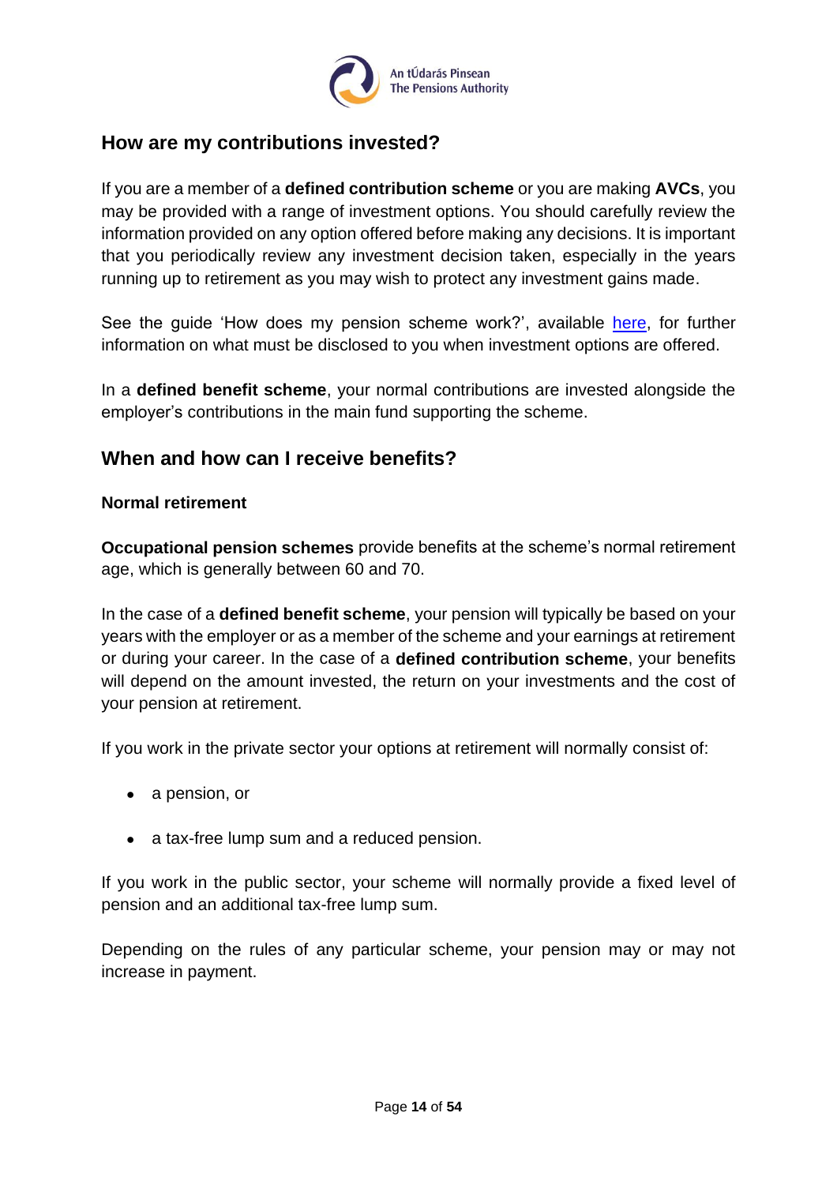## How are my contributions invested?

If you are a member of a **defined contribution scheme** or you are making **AVCs**, you may be provided with a range of investment options. You should carefully review the information provided on any option offered before making any decisions. It is important that you periodically review any investment decision taken, especially in the years running up to retirement as you may wish to protect any investment gains made.

See the guide 'How does my pension scheme work?', available here, for further information on what must be disclosed to you when investment options are offered.

In a **defined benefit scheme**, your normal contributions are invested alongside the employer's contributions in the main fund supporting the scheme.

## When and how can I receive benefits?

### Normal retirement

**Occupational pension schemes** provide benefits at the scheme's normal retirement age, which is generally between 60 and 70.

In the case of a **defined benefit scheme**, your pension will typically be based on your years with the employer or as a member of the scheme and your earnings at retirement or during your career. In the case of a **defined contribution scheme**, your benefits will depend on the amount invested, the return on your investments and the cost of your pension at retirement.

If you work in the private sector your options at retirement will normally consist of:

- a pension, or
- a tax-free lump sum and a reduced pension.

If you work in the public sector, your scheme will normally provide a fixed level of pension and an additional tax-free lump sum.

Depending on the rules of any particular scheme, your pension may or may not increase in payment.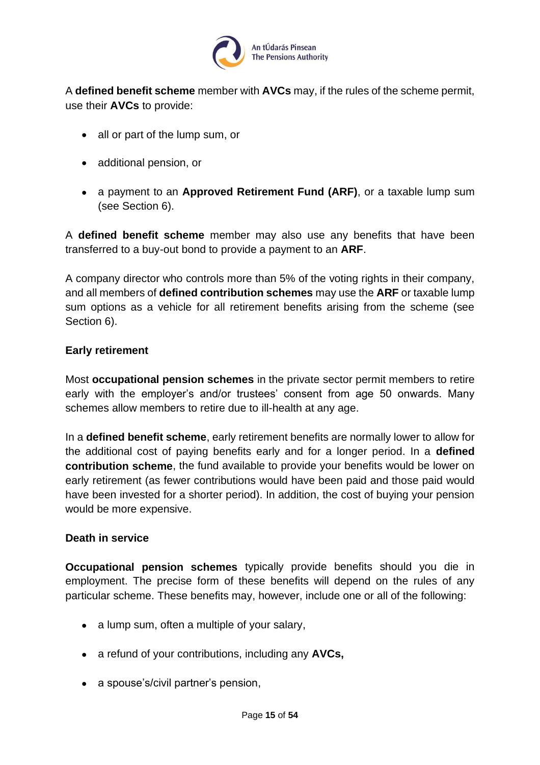A **defined benefit scheme** member with **AVCs** may, if the rules of the scheme permit, use their **AVCs** to provide:

- all or part of the lump sum, or
- additional pension, or
- a payment to an **Approved Retirement Fund (ARF)**, or a taxable lump sum (see Section 6).

A **defined benefit scheme** member may also use any benefits that have been transferred to a buy-out bond to provide a payment to an **ARF**.

A company director who controls more than 5% of the voting rights in their company, and all members of **defined contribution schemes** may use the **ARF** or taxable lump sum options as a vehicle for all retirement benefits arising from the scheme (see Section 6).

**Early retirement**

Most **occupational pension schemes** in the private sector permit members to retire early with the employer's and/or trustees' consent from age 50 onwards. Many schemes allow members to retire due to ill-health at any age.

In a **defined benefit scheme**, early retirement benefits are normally lower to allow for the additional cost of paying benefits early and for a longer period. In a **defined contribution scheme**, the fund available to provide your benefits would be lower on early retirement (as fewer contributions would have been paid and those paid would have been invested for a shorter period). In addition, the cost of buying your pension would be more expensive.

**Death in service**

**Occupational pension schemes** typically provide benefits should you die in employment. The precise form of these benefits will depend on the rules of any particular scheme. These benefits may, however, include one or all of the following:

- a lump sum, often a multiple of your salary,
- a refund of your contributions, including any **AVCs,**
- a spouse's/civil partner's pension,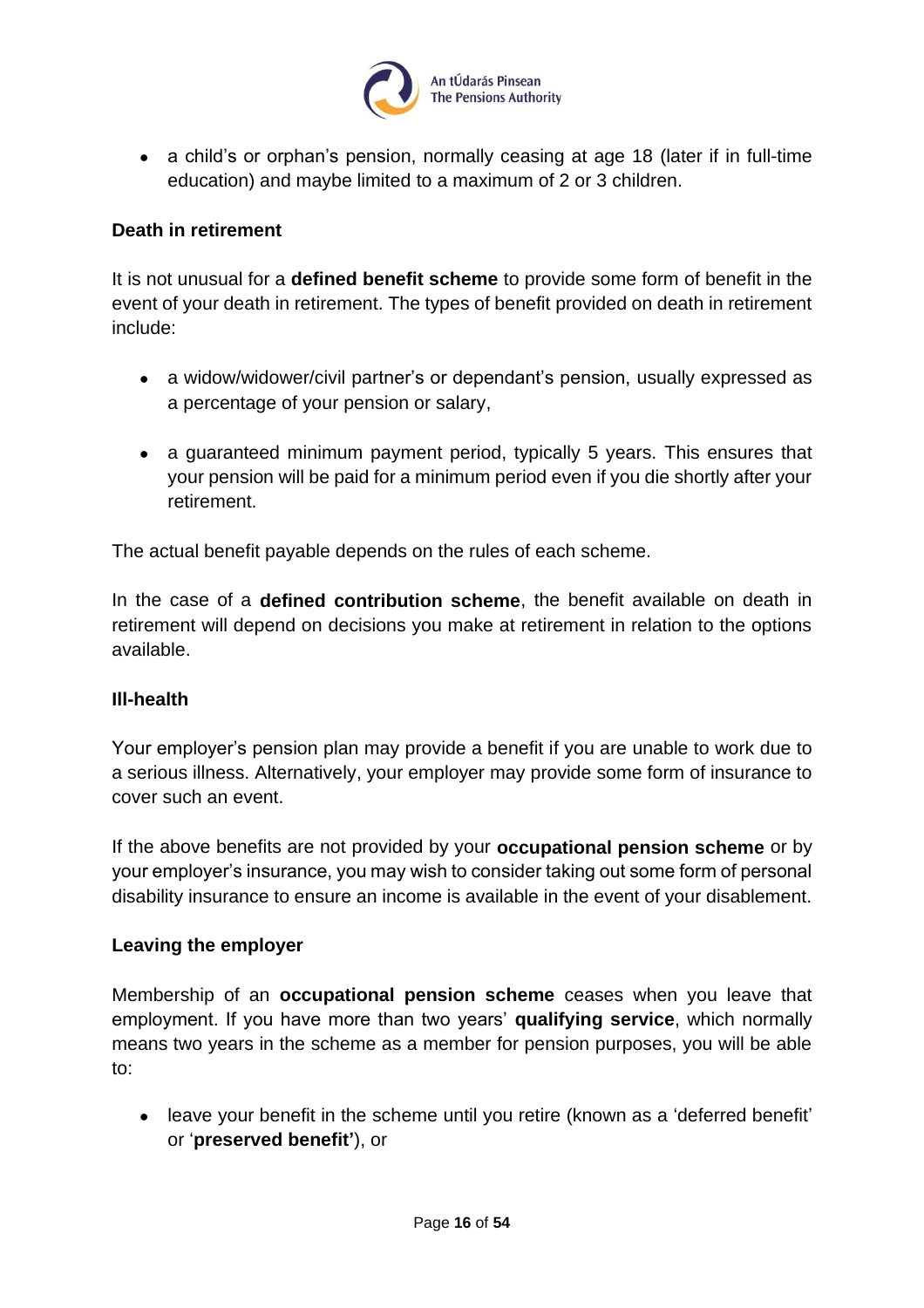- a child's or orphan's pension, normally ceasing at age 18 (later if in full-time education) and maybe limited to a maximum of 2 or 3 children.

**Death in retirement**

It is not unusual for a **defined benefit scheme** to provide some form of benefit in the event of your death in retirement. The types of benefit provided on death in retirement include:

- a widow/widower/civil partner's or dependant's pension, usually expressed as a percentage of your pension or salary,

- a guaranteed minimum payment period, typically 5 years. This ensures that your pension will be paid for a minimum period even if you die shortly after your retirement.

The actual benefit payable depends on the rules of each scheme.

In the case of a **defined contribution scheme**, the benefit available on death in retirement will depend on decisions you make at retirement in relation to the options available.

**Ill-health**

Your employer's pension plan may provide a benefit if you are unable to work due to a serious illness. Alternatively, your employer may provide some form of insurance to cover such an event.

If the above benefits are not provided by your **occupational pension scheme** or by your employer's insurance, you may wish to consider taking out some form of personal disability insurance to ensure an income is available in the event of your disablement.

**Leaving the employer**

Membership of an **occupational pension scheme** ceases when you leave that employment. If you have more than two years' **qualifying service**, which normally means two years in the scheme as a member for pension purposes, you will be able to:

- leave your benefit in the scheme until you retire (known as a 'deferred benefit' or '**preserved benefit'**), or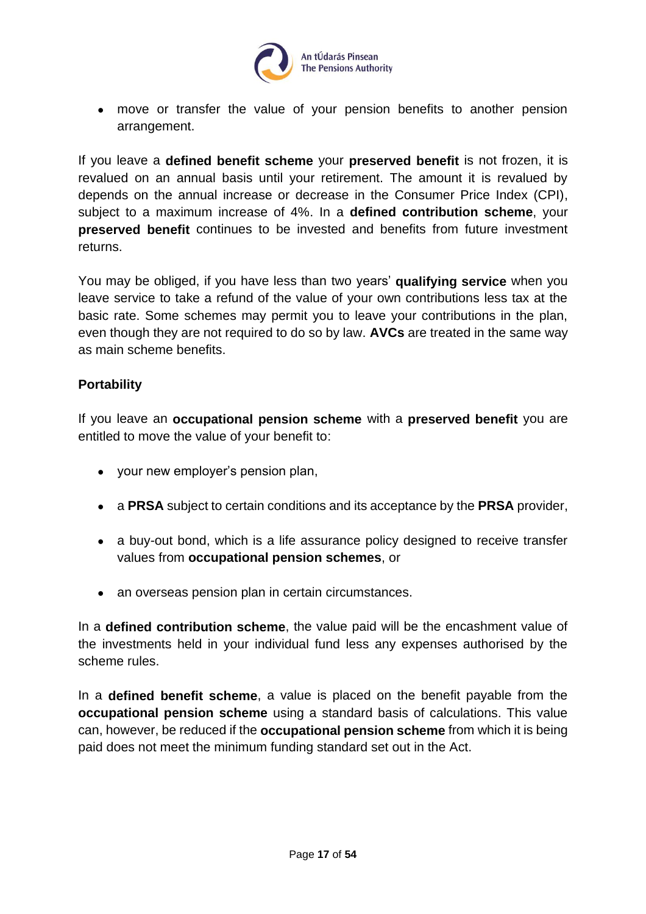- move or transfer the value of your pension benefits to another pension arrangement.

If you leave a **defined benefit scheme** your **preserved benefit** is not frozen, it is revalued on an annual basis until your retirement. The amount it is revalued by depends on the annual increase or decrease in the Consumer Price Index (CPI), subject to a maximum increase of 4%. In a **defined contribution scheme**, your **preserved benefit** continues to be invested and benefits from future investment returns.

You may be obliged, if you have less than two years' **qualifying service** when you leave service to take a refund of the value of your own contributions less tax at the basic rate. Some schemes may permit you to leave your contributions in the plan, even though they are not required to do so by law. **AVCs** are treated in the same way as main scheme benefits.

**Portability**

If you leave an **occupational pension scheme** with a **preserved benefit** you are entitled to move the value of your benefit to:

- your new employer's pension plan,
- a **PRSA** subject to certain conditions and its acceptance by the **PRSA** provider,
- a buy-out bond, which is a life assurance policy designed to receive transfer values from **occupational pension schemes**, or
- an overseas pension plan in certain circumstances.

In a **defined contribution scheme**, the value paid will be the encashment value of the investments held in your individual fund less any expenses authorised by the scheme rules.

In a **defined benefit scheme**, a value is placed on the benefit payable from the **occupational pension scheme** using a standard basis of calculations. This value can, however, be reduced if the **occupational pension scheme** from which it is being paid does not meet the minimum funding standard set out in the Act.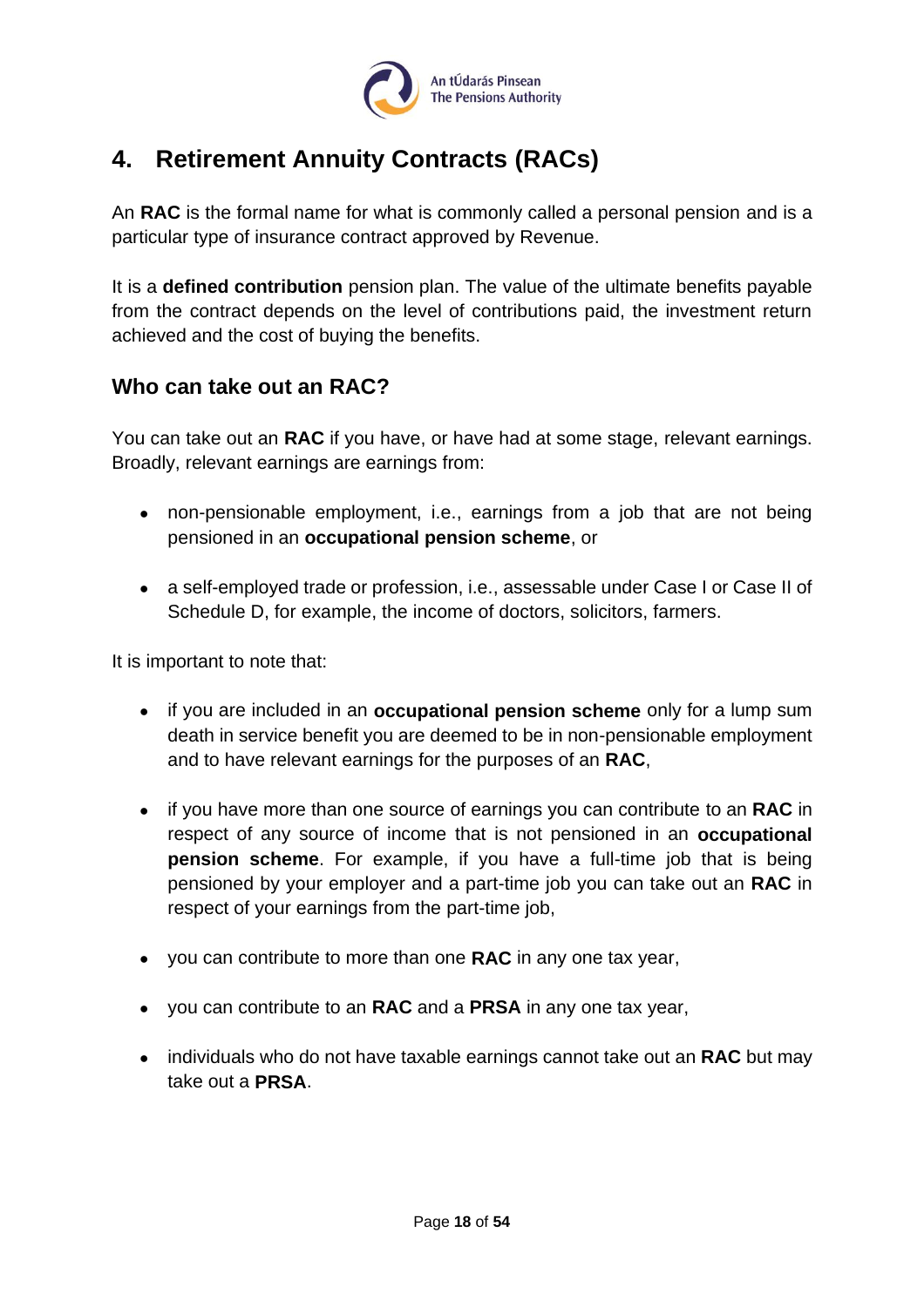# 4. Retirement Annuity Contracts (RACs)

An **RAC** is the formal name for what is commonly called a personal pension and is a particular type of insurance contract approved by Revenue.

It is a **defined contribution** pension plan. The value of the ultimate benefits payable from the contract depends on the level of contributions paid, the investment return achieved and the cost of buying the benefits.

## Who can take out an RAC?

You can take out an **RAC** if you have, or have had at some stage, relevant earnings. Broadly, relevant earnings are earnings from:

- non-pensionable employment, i.e., earnings from a job that are not being pensioned in an **occupational pension scheme**, or
- a self-employed trade or profession, i.e., assessable under Case I or Case II of Schedule D, for example, the income of doctors, solicitors, farmers.

It is important to note that:

- if you are included in an **occupational pension scheme** only for a lump sum death in service benefit you are deemed to be in non-pensionable employment and to have relevant earnings for the purposes of an **RAC**,
- if you have more than one source of earnings you can contribute to an **RAC** in respect of any source of income that is not pensioned in an **occupational pension scheme**. For example, if you have a full-time job that is being pensioned by your employer and a part-time job you can take out an **RAC** in respect of your earnings from the part-time job,
- you can contribute to more than one **RAC** in any one tax year,
- you can contribute to an **RAC** and a **PRSA** in any one tax year,
- individuals who do not have taxable earnings cannot take out an **RAC** but may take out a **PRSA**.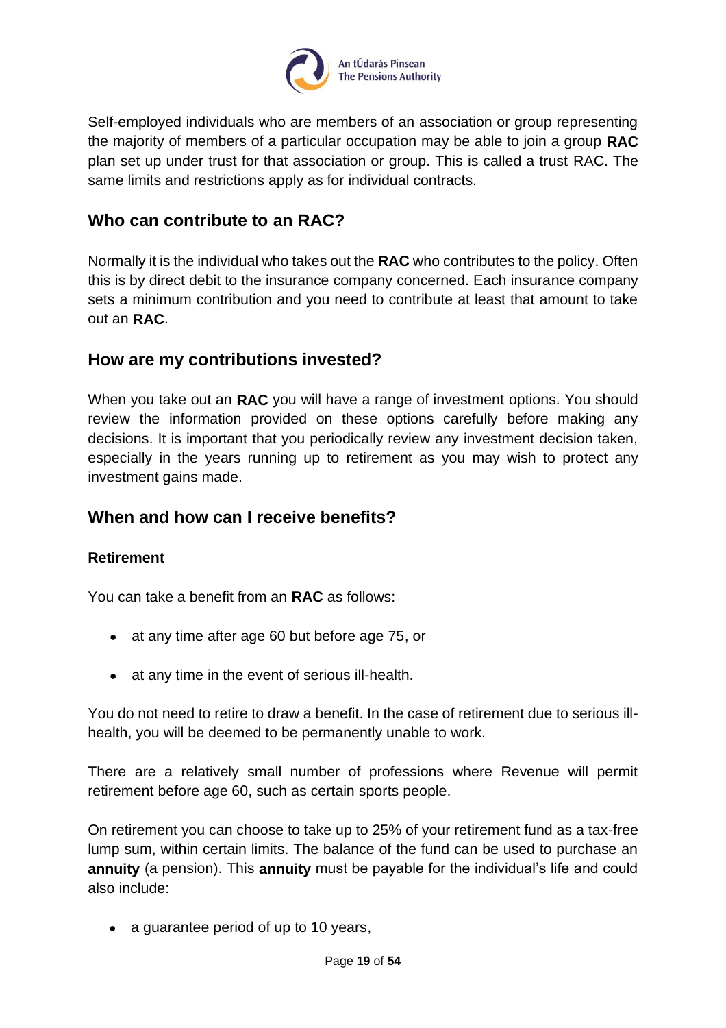Self-employed individuals who are members of an association or group representing the majority of members of a particular occupation may be able to join a group **RAC** plan set up under trust for that association or group. This is called a trust RAC. The same limits and restrictions apply as for individual contracts.

## Who can contribute to an RAC?

Normally it is the individual who takes out the **RAC** who contributes to the policy. Often this is by direct debit to the insurance company concerned. Each insurance company sets a minimum contribution and you need to contribute at least that amount to take out an **RAC**.

## How are my contributions invested?

When you take out an **RAC** you will have a range of investment options. You should review the information provided on these options carefully before making any decisions. It is important that you periodically review any investment decision taken, especially in the years running up to retirement as you may wish to protect any investment gains made.

## When and how can I receive benefits?

### Retirement

You can take a benefit from an **RAC** as follows:

- at any time after age 60 but before age 75, or
- at any time in the event of serious ill-health.

You do not need to retire to draw a benefit. In the case of retirement due to serious ill-health, you will be deemed to be permanently unable to work.

There are a relatively small number of professions where Revenue will permit retirement before age 60, such as certain sports people.

On retirement you can choose to take up to 25% of your retirement fund as a tax-free lump sum, within certain limits. The balance of the fund can be used to purchase an **annuity** (a pension). This **annuity** must be payable for the individual's life and could also include:

- a guarantee period of up to 10 years,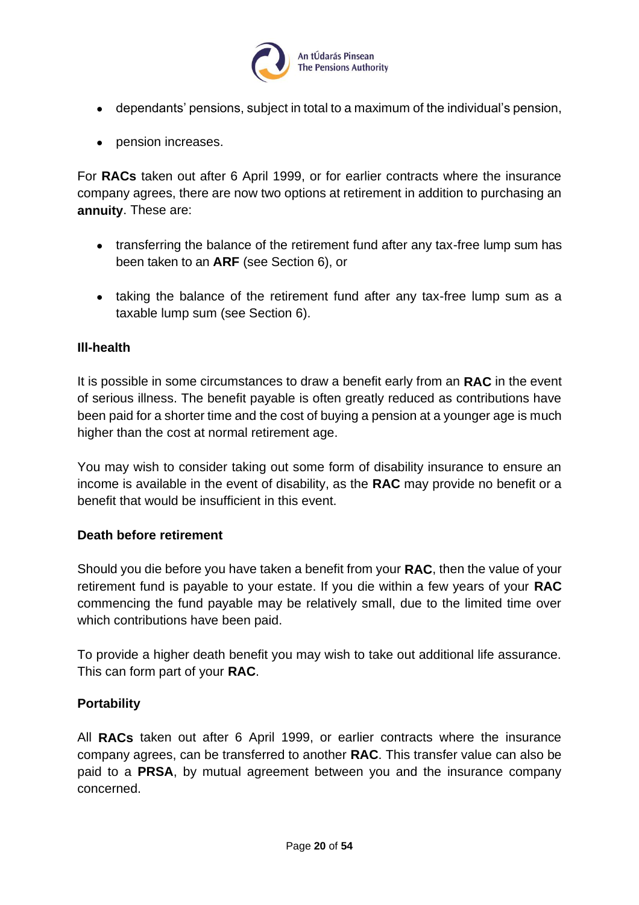- dependants' pensions, subject in total to a maximum of the individual's pension,
- pension increases.

For **RACs** taken out after 6 April 1999, or for earlier contracts where the insurance company agrees, there are now two options at retirement in addition to purchasing an **annuity**. These are:

- transferring the balance of the retirement fund after any tax-free lump sum has been taken to an **ARF** (see Section 6), or
- taking the balance of the retirement fund after any tax-free lump sum as a taxable lump sum (see Section 6).

**Ill-health**

It is possible in some circumstances to draw a benefit early from an **RAC** in the event of serious illness. The benefit payable is often greatly reduced as contributions have been paid for a shorter time and the cost of buying a pension at a younger age is much higher than the cost at normal retirement age.

You may wish to consider taking out some form of disability insurance to ensure an income is available in the event of disability, as the **RAC** may provide no benefit or a benefit that would be insufficient in this event.

**Death before retirement**

Should you die before you have taken a benefit from your **RAC**, then the value of your retirement fund is payable to your estate. If you die within a few years of your **RAC** commencing the fund payable may be relatively small, due to the limited time over which contributions have been paid.

To provide a higher death benefit you may wish to take out additional life assurance. This can form part of your **RAC**.

**Portability**

All **RACs** taken out after 6 April 1999, or earlier contracts where the insurance company agrees, can be transferred to another **RAC**. This transfer value can also be paid to a **PRSA**, by mutual agreement between you and the insurance company concerned.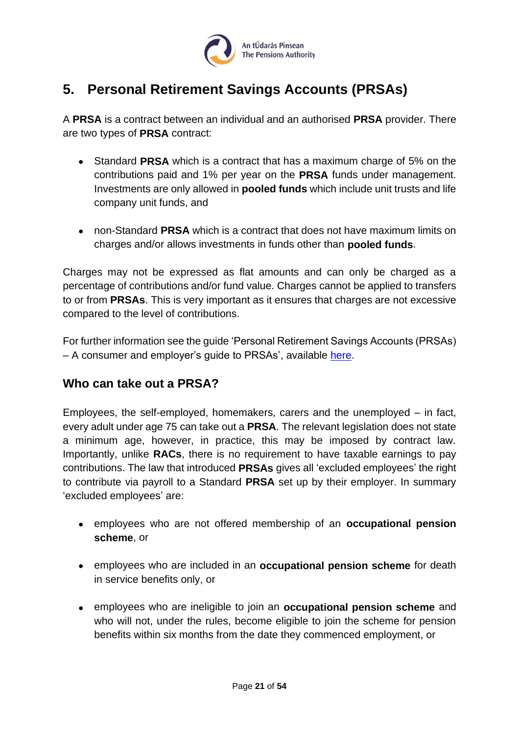## 5. Personal Retirement Savings Accounts (PRSAs)

A **PRSA** is a contract between an individual and an authorised **PRSA** provider. There are two types of **PRSA** contract:

- Standard **PRSA** which is a contract that has a maximum charge of 5% on the contributions paid and 1% per year on the **PRSA** funds under management. Investments are only allowed in **pooled funds** which include unit trusts and life company unit funds, and

- non-Standard **PRSA** which is a contract that does not have maximum limits on charges and/or allows investments in funds other than **pooled funds**.

Charges may not be expressed as flat amounts and can only be charged as a percentage of contributions and/or fund value. Charges cannot be applied to transfers to or from **PRSAs**. This is very important as it ensures that charges are not excessive compared to the level of contributions.

For further information see the guide 'Personal Retirement Savings Accounts (PRSAs) – A consumer and employer's guide to PRSAs', available here.

### Who can take out a PRSA?

Employees, the self-employed, homemakers, carers and the unemployed – in fact, every adult under age 75 can take out a **PRSA**. The relevant legislation does not state a minimum age, however, in practice, this may be imposed by contract law. Importantly, unlike **RACs**, there is no requirement to have taxable earnings to pay contributions. The law that introduced **PRSAs** gives all 'excluded employees' the right to contribute via payroll to a Standard **PRSA** set up by their employer. In summary 'excluded employees' are:

- employees who are not offered membership of an **occupational pension scheme**, or

- employees who are included in an **occupational pension scheme** for death in service benefits only, or

- employees who are ineligible to join an **occupational pension scheme** and who will not, under the rules, become eligible to join the scheme for pension benefits within six months from the date they commenced employment, or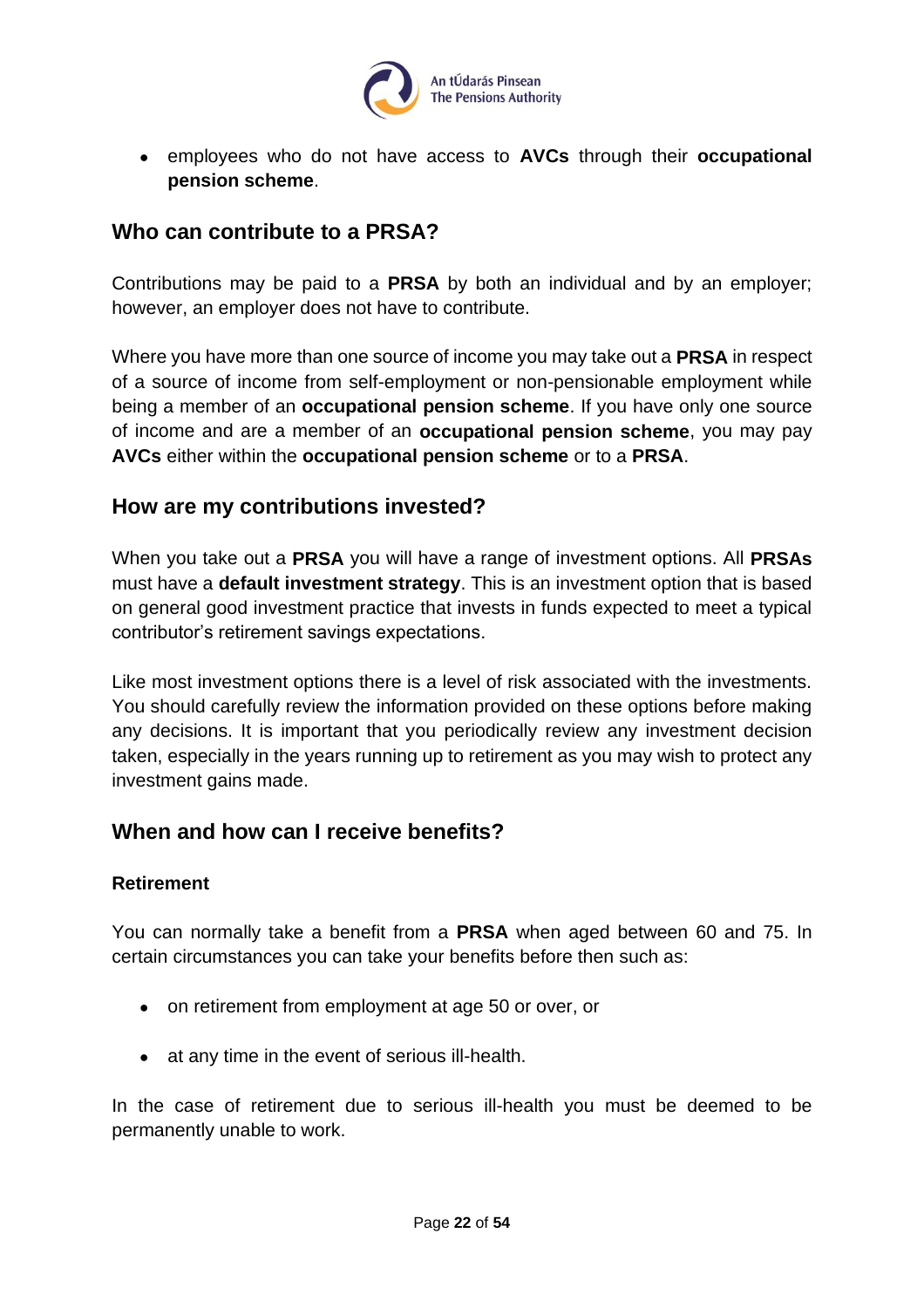- employees who do not have access to **AVCs** through their **occupational pension scheme**.

## Who can contribute to a PRSA?

Contributions may be paid to a **PRSA** by both an individual and by an employer; however, an employer does not have to contribute.

Where you have more than one source of income you may take out a **PRSA** in respect of a source of income from self-employment or non-pensionable employment while being a member of an **occupational pension scheme**. If you have only one source of income and are a member of an **occupational pension scheme**, you may pay **AVCs** either within the **occupational pension scheme** or to a **PRSA**.

## How are my contributions invested?

When you take out a **PRSA** you will have a range of investment options. All **PRSAs** must have a **default investment strategy**. This is an investment option that is based on general good investment practice that invests in funds expected to meet a typical contributor's retirement savings expectations.

Like most investment options there is a level of risk associated with the investments. You should carefully review the information provided on these options before making any decisions. It is important that you periodically review any investment decision taken, especially in the years running up to retirement as you may wish to protect any investment gains made.

## When and how can I receive benefits?

### Retirement

You can normally take a benefit from a **PRSA** when aged between 60 and 75. In certain circumstances you can take your benefits before then such as:

- on retirement from employment at age 50 or over, or
- at any time in the event of serious ill-health.

In the case of retirement due to serious ill-health you must be deemed to be permanently unable to work.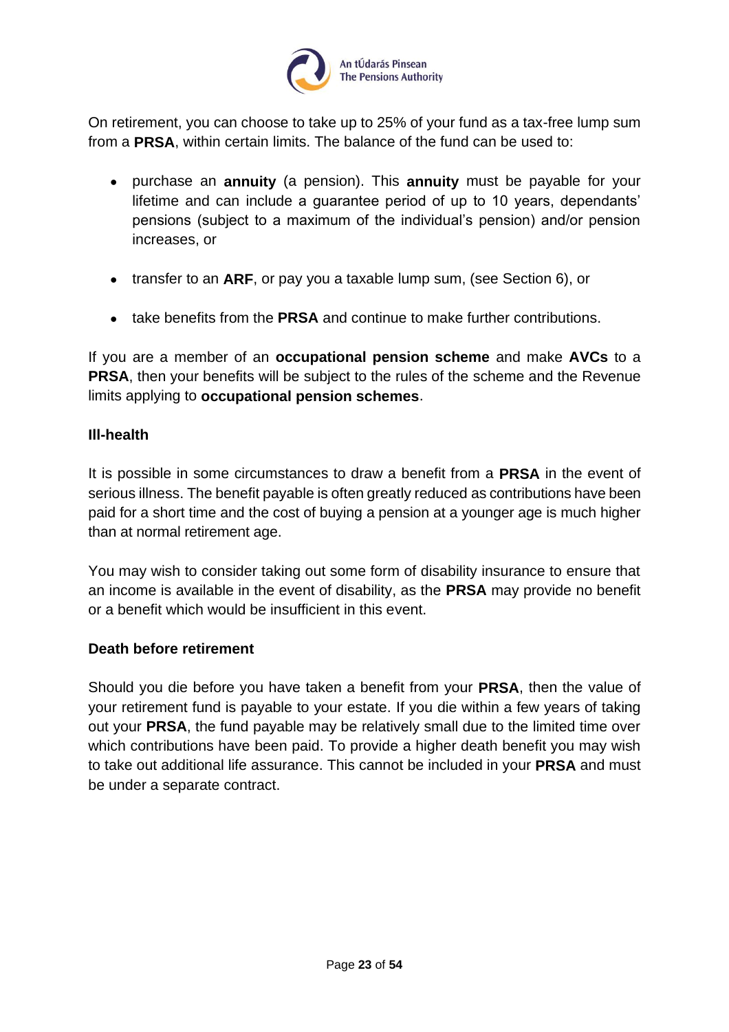On retirement, you can choose to take up to 25% of your fund as a tax-free lump sum from a **PRSA**, within certain limits. The balance of the fund can be used to:

- purchase an **annuity** (a pension). This **annuity** must be payable for your lifetime and can include a guarantee period of up to 10 years, dependants' pensions (subject to a maximum of the individual's pension) and/or pension increases, or
- transfer to an **ARF**, or pay you a taxable lump sum, (see Section 6), or
- take benefits from the **PRSA** and continue to make further contributions.

If you are a member of an **occupational pension scheme** and make **AVCs** to a **PRSA**, then your benefits will be subject to the rules of the scheme and the Revenue limits applying to **occupational pension schemes**.

**Ill-health**

It is possible in some circumstances to draw a benefit from a **PRSA** in the event of serious illness. The benefit payable is often greatly reduced as contributions have been paid for a short time and the cost of buying a pension at a younger age is much higher than at normal retirement age.

You may wish to consider taking out some form of disability insurance to ensure that an income is available in the event of disability, as the **PRSA** may provide no benefit or a benefit which would be insufficient in this event.

**Death before retirement**

Should you die before you have taken a benefit from your **PRSA**, then the value of your retirement fund is payable to your estate. If you die within a few years of taking out your **PRSA**, the fund payable may be relatively small due to the limited time over which contributions have been paid. To provide a higher death benefit you may wish to take out additional life assurance. This cannot be included in your **PRSA** and must be under a separate contract.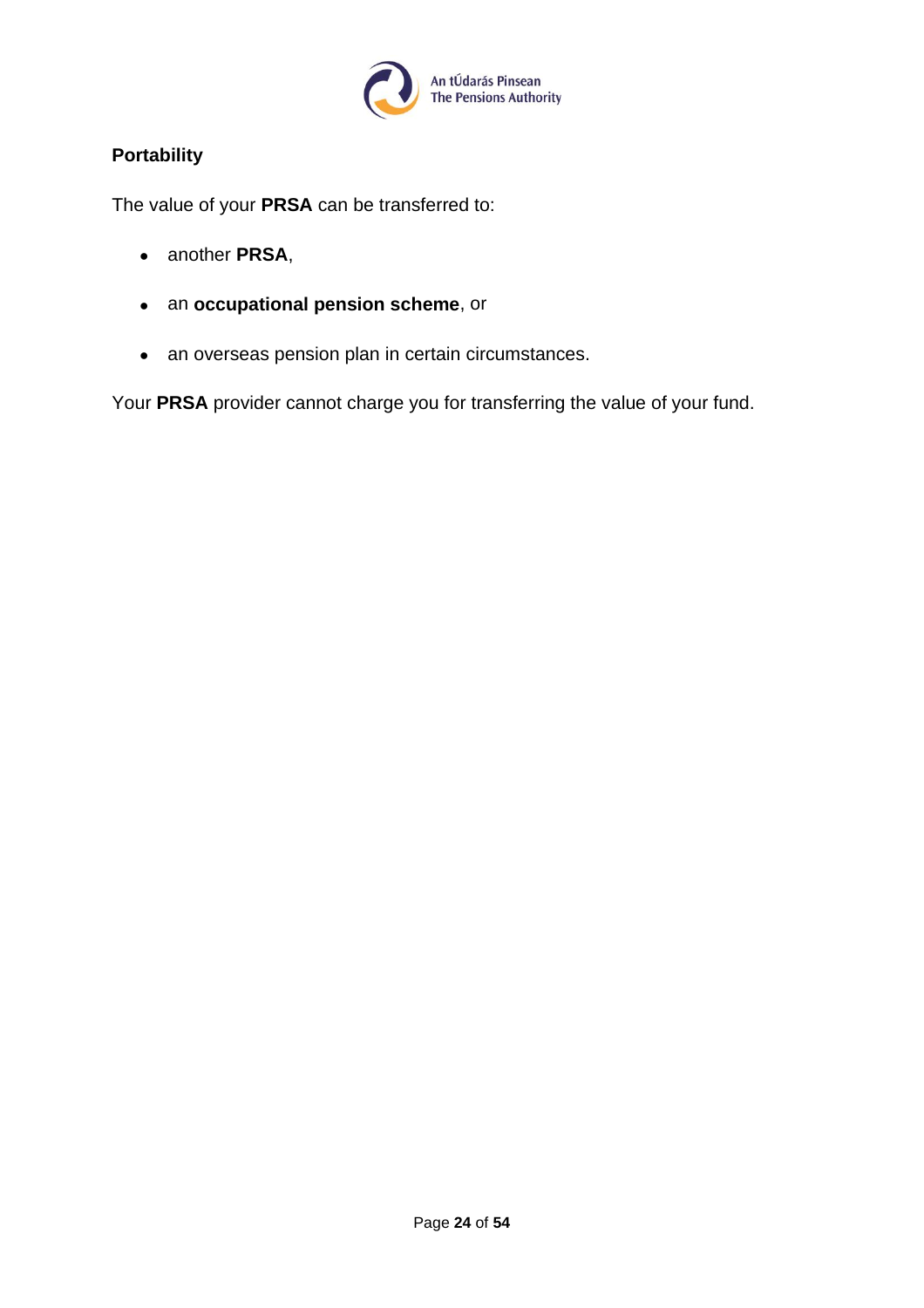**Portability**

The value of your **PRSA** can be transferred to:

- another **PRSA**,
- an **occupational pension scheme**, or
- an overseas pension plan in certain circumstances.

Your **PRSA** provider cannot charge you for transferring the value of your fund.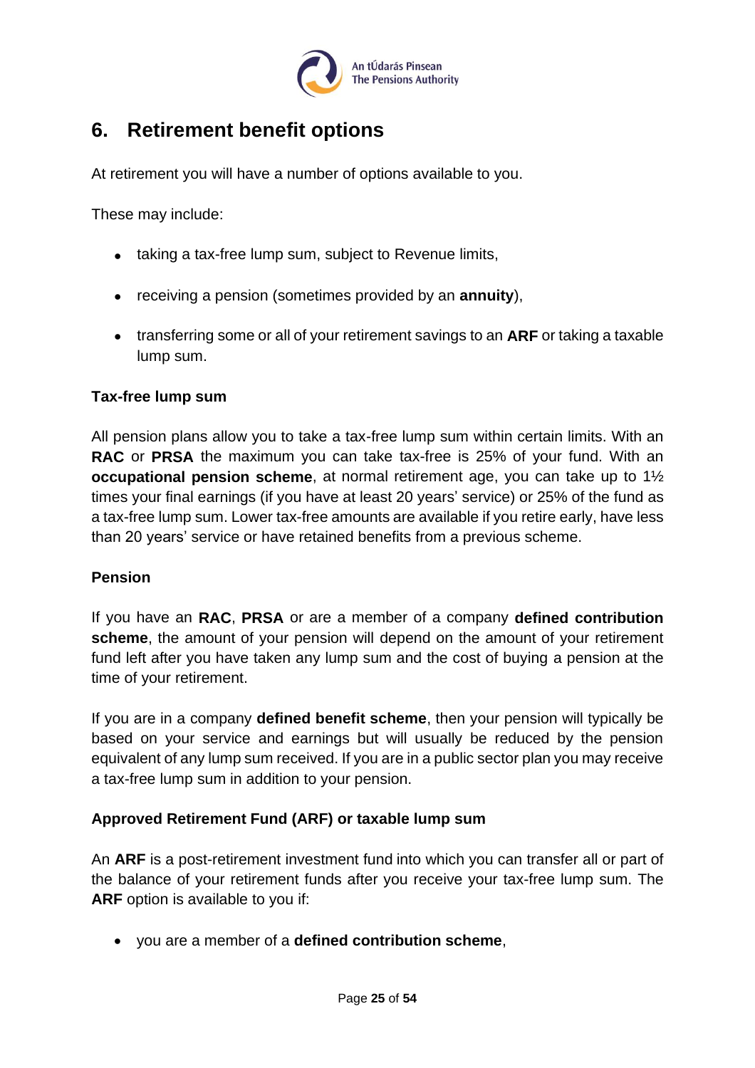## 6. Retirement benefit options

At retirement you will have a number of options available to you.

These may include:

- taking a tax-free lump sum, subject to Revenue limits,
- receiving a pension (sometimes provided by an **annuity**),
- transferring some or all of your retirement savings to an **ARF** or taking a taxable lump sum.

### Tax-free lump sum

All pension plans allow you to take a tax-free lump sum within certain limits. With an **RAC** or **PRSA** the maximum you can take tax-free is 25% of your fund. With an **occupational pension scheme**, at normal retirement age, you can take up to 1½ times your final earnings (if you have at least 20 years' service) or 25% of the fund as a tax-free lump sum. Lower tax-free amounts are available if you retire early, have less than 20 years' service or have retained benefits from a previous scheme.

### Pension

If you have an **RAC**, **PRSA** or are a member of a company **defined contribution scheme**, the amount of your pension will depend on the amount of your retirement fund left after you have taken any lump sum and the cost of buying a pension at the time of your retirement.

If you are in a company **defined benefit scheme**, then your pension will typically be based on your service and earnings but will usually be reduced by the pension equivalent of any lump sum received. If you are in a public sector plan you may receive a tax-free lump sum in addition to your pension.

### Approved Retirement Fund (ARF) or taxable lump sum

An **ARF** is a post-retirement investment fund into which you can transfer all or part of the balance of your retirement funds after you receive your tax-free lump sum. The **ARF** option is available to you if:

- you are a member of a **defined contribution scheme**,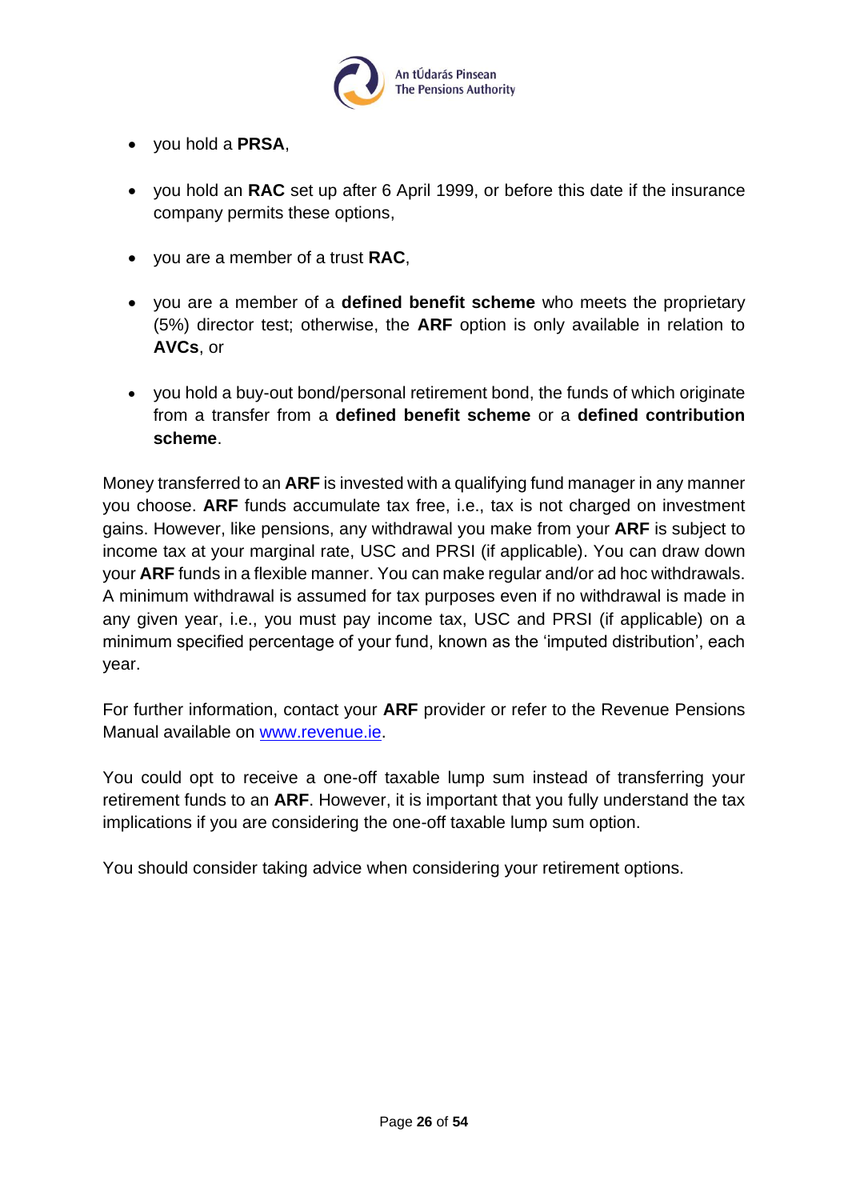- you hold a **PRSA**,

- you hold an **RAC** set up after 6 April 1999, or before this date if the insurance company permits these options,

- you are a member of a trust **RAC**,

- you are a member of a **defined benefit scheme** who meets the proprietary (5%) director test; otherwise, the **ARF** option is only available in relation to **AVCs**, or

- you hold a buy-out bond/personal retirement bond, the funds of which originate from a transfer from a **defined benefit scheme** or a **defined contribution scheme**.

Money transferred to an **ARF** is invested with a qualifying fund manager in any manner you choose. **ARF** funds accumulate tax free, i.e., tax is not charged on investment gains. However, like pensions, any withdrawal you make from your **ARF** is subject to income tax at your marginal rate, USC and PRSI (if applicable). You can draw down your **ARF** funds in a flexible manner. You can make regular and/or ad hoc withdrawals. A minimum withdrawal is assumed for tax purposes even if no withdrawal is made in any given year, i.e., you must pay income tax, USC and PRSI (if applicable) on a minimum specified percentage of your fund, known as the 'imputed distribution', each year.

For further information, contact your **ARF** provider or refer to the Revenue Pensions Manual available on [www.revenue.ie](www.revenue.ie).

You could opt to receive a one-off taxable lump sum instead of transferring your retirement funds to an **ARF**. However, it is important that you fully understand the tax implications if you are considering the one-off taxable lump sum option.

You should consider taking advice when considering your retirement options.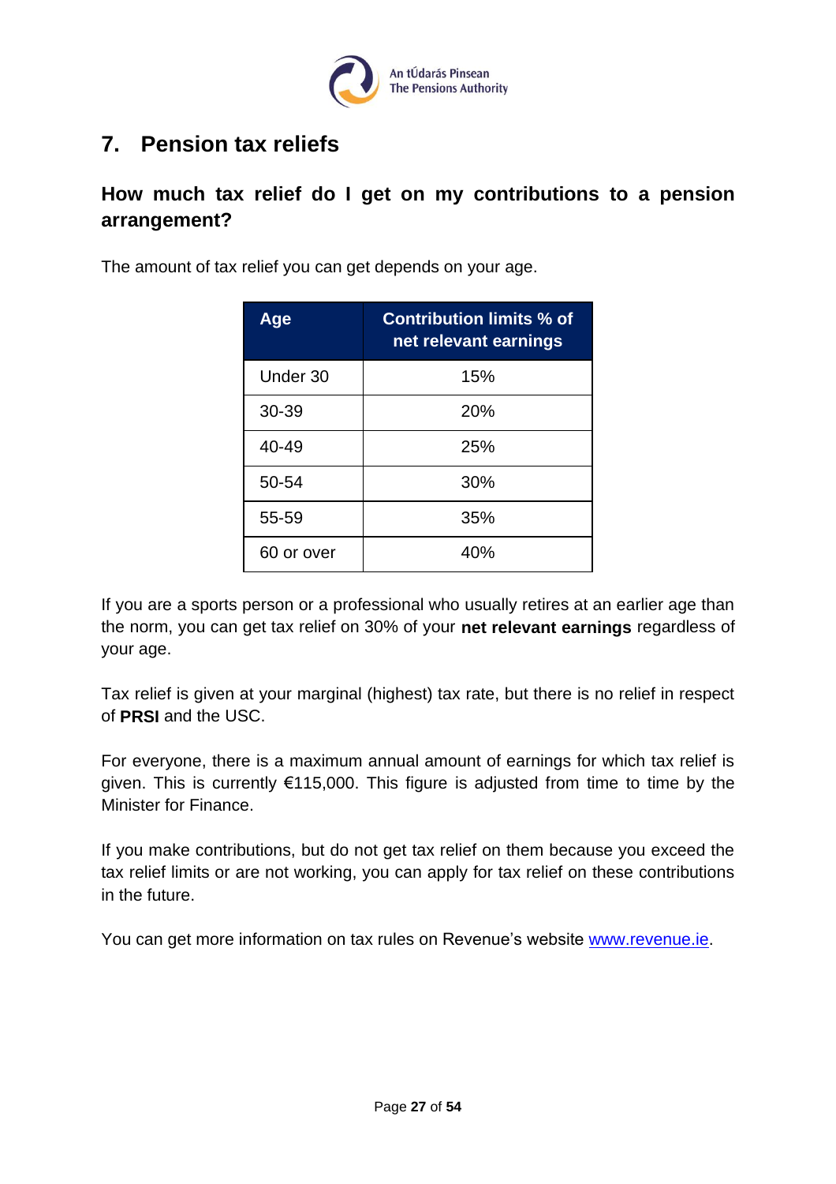# 7. Pension tax reliefs

## How much tax relief do I get on my contributions to a pension arrangement?

The amount of tax relief you can get depends on your age.

| Age | Contribution limits % of net relevant earnings |
|---|---|
| Under 30 | 15% |
| 30-39 | 20% |
| 40-49 | 25% |
| 50-54 | 30% |
| 55-59 | 35% |
| 60 or over | 40% |

If you are a sports person or a professional who usually retires at an earlier age than the norm, you can get tax relief on 30% of your **net relevant earnings** regardless of your age.

Tax relief is given at your marginal (highest) tax rate, but there is no relief in respect of **PRSI** and the USC.

For everyone, there is a maximum annual amount of earnings for which tax relief is given. This is currently €115,000. This figure is adjusted from time to time by the Minister for Finance.

If you make contributions, but do not get tax relief on them because you exceed the tax relief limits or are not working, you can apply for tax relief on these contributions in the future.

You can get more information on tax rules on Revenue's website [www.revenue.ie](http://www.revenue.ie).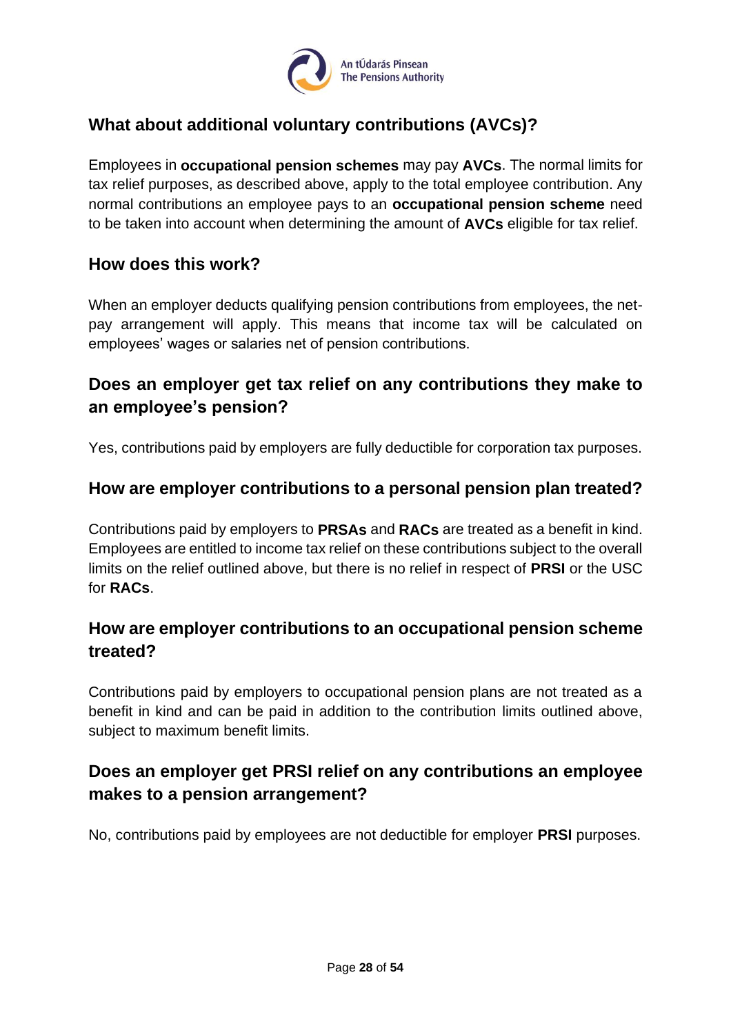## What about additional voluntary contributions (AVCs)?

Employees in **occupational pension schemes** may pay **AVCs**. The normal limits for tax relief purposes, as described above, apply to the total employee contribution. Any normal contributions an employee pays to an **occupational pension scheme** need to be taken into account when determining the amount of **AVCs** eligible for tax relief.

## How does this work?

When an employer deducts qualifying pension contributions from employees, the net-pay arrangement will apply. This means that income tax will be calculated on employees' wages or salaries net of pension contributions.

## Does an employer get tax relief on any contributions they make to an employee's pension?

Yes, contributions paid by employers are fully deductible for corporation tax purposes.

## How are employer contributions to a personal pension plan treated?

Contributions paid by employers to **PRSAs** and **RACs** are treated as a benefit in kind. Employees are entitled to income tax relief on these contributions subject to the overall limits on the relief outlined above, but there is no relief in respect of **PRSI** or the USC for **RACs**.

## How are employer contributions to an occupational pension scheme treated?

Contributions paid by employers to occupational pension plans are not treated as a benefit in kind and can be paid in addition to the contribution limits outlined above, subject to maximum benefit limits.

## Does an employer get PRSI relief on any contributions an employee makes to a pension arrangement?

No, contributions paid by employees are not deductible for employer **PRSI** purposes.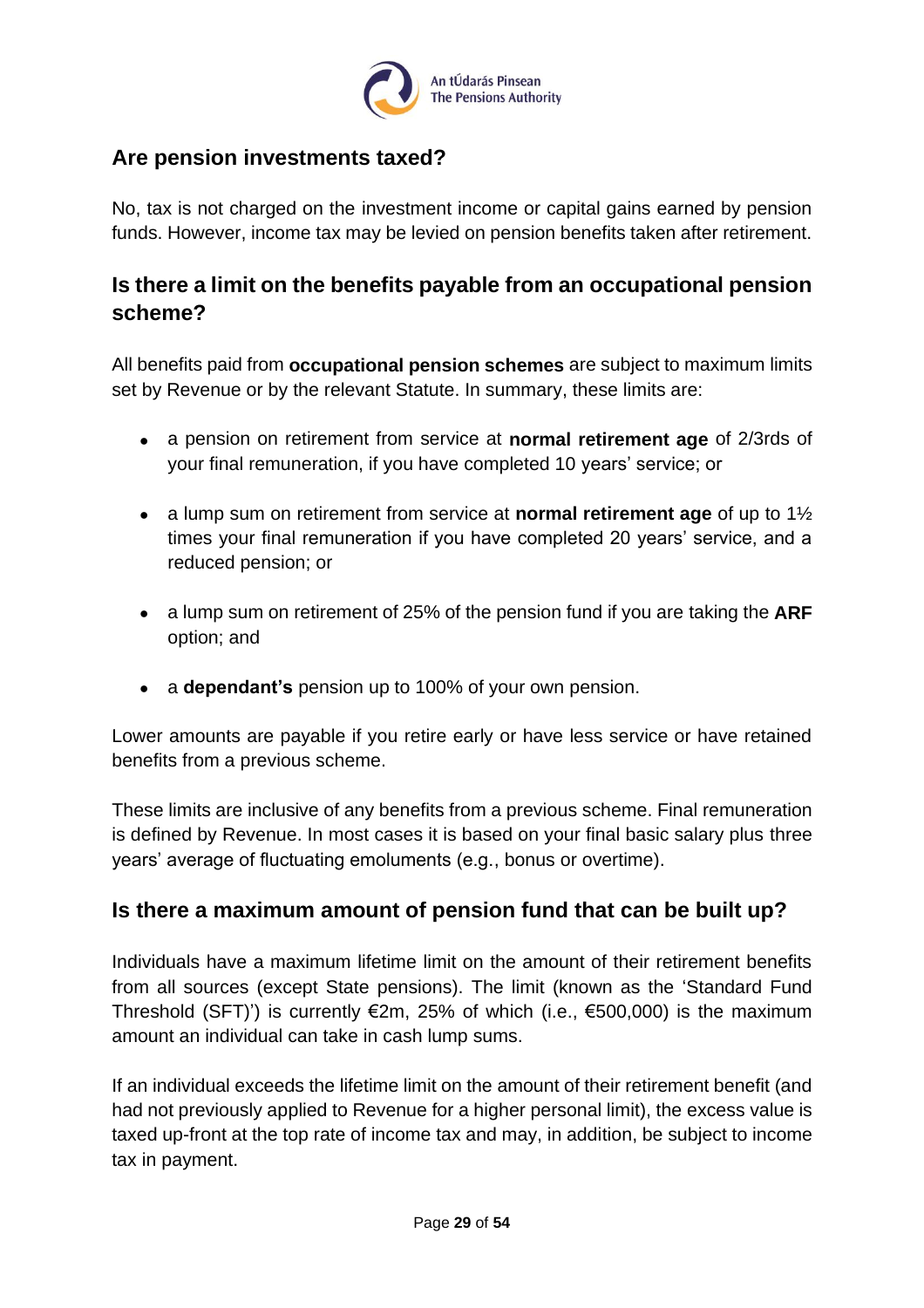## Are pension investments taxed?

No, tax is not charged on the investment income or capital gains earned by pension funds. However, income tax may be levied on pension benefits taken after retirement.

## Is there a limit on the benefits payable from an occupational pension scheme?

All benefits paid from **occupational pension schemes** are subject to maximum limits set by Revenue or by the relevant Statute. In summary, these limits are:

- a pension on retirement from service at **normal retirement age** of 2/3rds of your final remuneration, if you have completed 10 years' service; or
- a lump sum on retirement from service at **normal retirement age** of up to 1½ times your final remuneration if you have completed 20 years' service, and a reduced pension; or
- a lump sum on retirement of 25% of the pension fund if you are taking the **ARF** option; and
- a **dependant's** pension up to 100% of your own pension.

Lower amounts are payable if you retire early or have less service or have retained benefits from a previous scheme.

These limits are inclusive of any benefits from a previous scheme. Final remuneration is defined by Revenue. In most cases it is based on your final basic salary plus three years' average of fluctuating emoluments (e.g., bonus or overtime).

## Is there a maximum amount of pension fund that can be built up?

Individuals have a maximum lifetime limit on the amount of their retirement benefits from all sources (except State pensions). The limit (known as the 'Standard Fund Threshold (SFT)') is currently €2m, 25% of which (i.e., €500,000) is the maximum amount an individual can take in cash lump sums.

If an individual exceeds the lifetime limit on the amount of their retirement benefit (and had not previously applied to Revenue for a higher personal limit), the excess value is taxed up-front at the top rate of income tax and may, in addition, be subject to income tax in payment.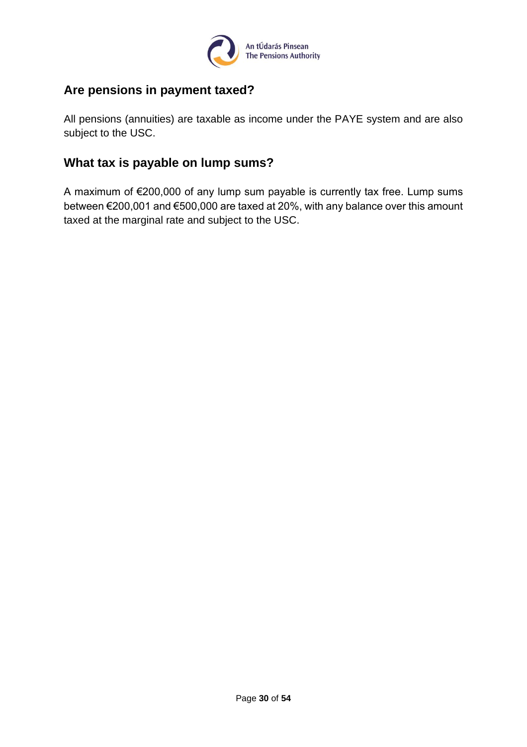## Are pensions in payment taxed?

All pensions (annuities) are taxable as income under the PAYE system and are also subject to the USC.

## What tax is payable on lump sums?

A maximum of €200,000 of any lump sum payable is currently tax free. Lump sums between €200,001 and €500,000 are taxed at 20%, with any balance over this amount taxed at the marginal rate and subject to the USC.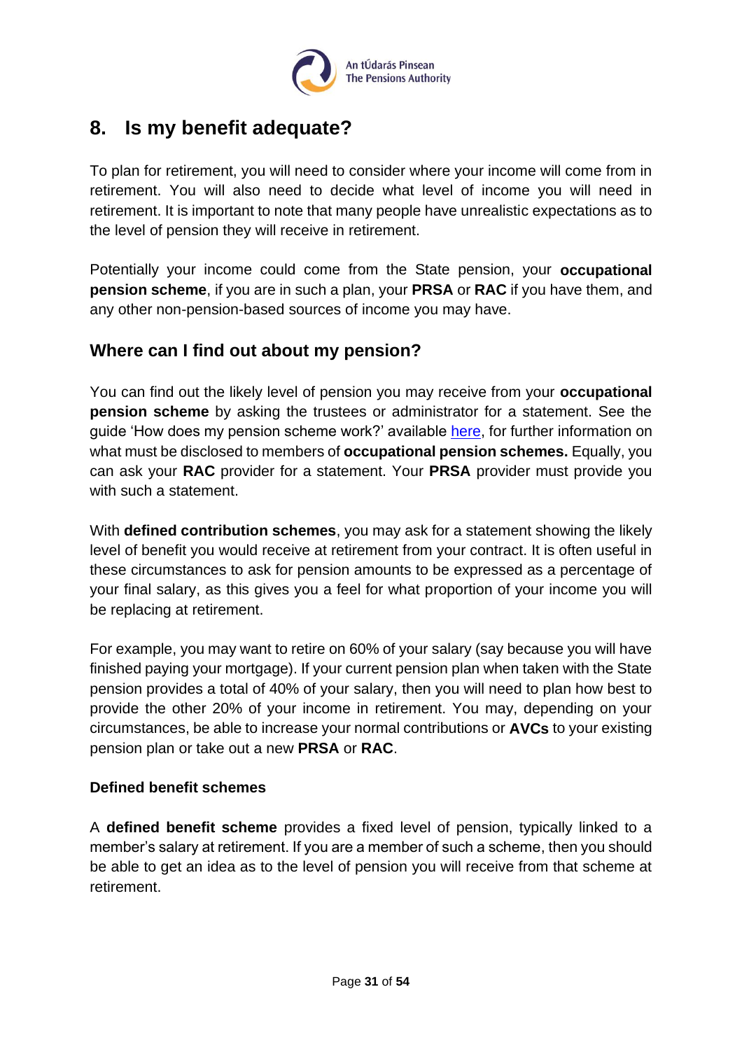## 8. Is my benefit adequate?

To plan for retirement, you will need to consider where your income will come from in retirement. You will also need to decide what level of income you will need in retirement. It is important to note that many people have unrealistic expectations as to the level of pension they will receive in retirement.

Potentially your income could come from the State pension, your **occupational pension scheme**, if you are in such a plan, your **PRSA** or **RAC** if you have them, and any other non-pension-based sources of income you may have.

### Where can I find out about my pension?

You can find out the likely level of pension you may receive from your **occupational pension scheme** by asking the trustees or administrator for a statement. See the guide 'How does my pension scheme work?' available here, for further information on what must be disclosed to members of **occupational pension schemes.** Equally, you can ask your **RAC** provider for a statement. Your **PRSA** provider must provide you with such a statement.

With **defined contribution schemes**, you may ask for a statement showing the likely level of benefit you would receive at retirement from your contract. It is often useful in these circumstances to ask for pension amounts to be expressed as a percentage of your final salary, as this gives you a feel for what proportion of your income you will be replacing at retirement.

For example, you may want to retire on 60% of your salary (say because you will have finished paying your mortgage). If your current pension plan when taken with the State pension provides a total of 40% of your salary, then you will need to plan how best to provide the other 20% of your income in retirement. You may, depending on your circumstances, be able to increase your normal contributions or **AVCs** to your existing pension plan or take out a new **PRSA** or **RAC**.

#### Defined benefit schemes

A **defined benefit scheme** provides a fixed level of pension, typically linked to a member's salary at retirement. If you are a member of such a scheme, then you should be able to get an idea as to the level of pension you will receive from that scheme at retirement.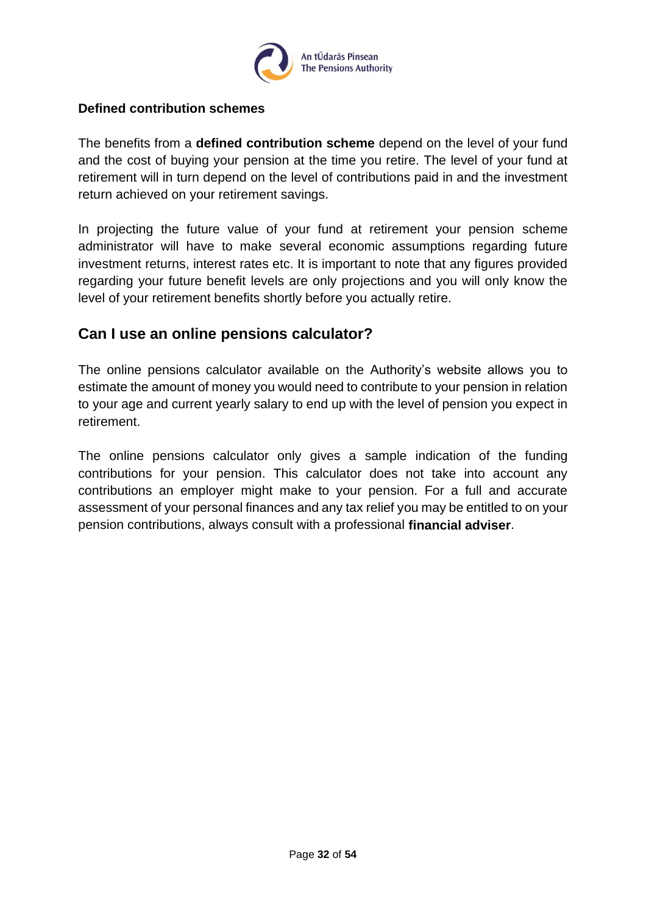**Defined contribution schemes**

The benefits from a **defined contribution scheme** depend on the level of your fund and the cost of buying your pension at the time you retire. The level of your fund at retirement will in turn depend on the level of contributions paid in and the investment return achieved on your retirement savings.

In projecting the future value of your fund at retirement your pension scheme administrator will have to make several economic assumptions regarding future investment returns, interest rates etc. It is important to note that any figures provided regarding your future benefit levels are only projections and you will only know the level of your retirement benefits shortly before you actually retire.

## Can I use an online pensions calculator?

The online pensions calculator available on the Authority's website allows you to estimate the amount of money you would need to contribute to your pension in relation to your age and current yearly salary to end up with the level of pension you expect in retirement.

The online pensions calculator only gives a sample indication of the funding contributions for your pension. This calculator does not take into account any contributions an employer might make to your pension. For a full and accurate assessment of your personal finances and any tax relief you may be entitled to on your pension contributions, always consult with a professional **financial adviser**.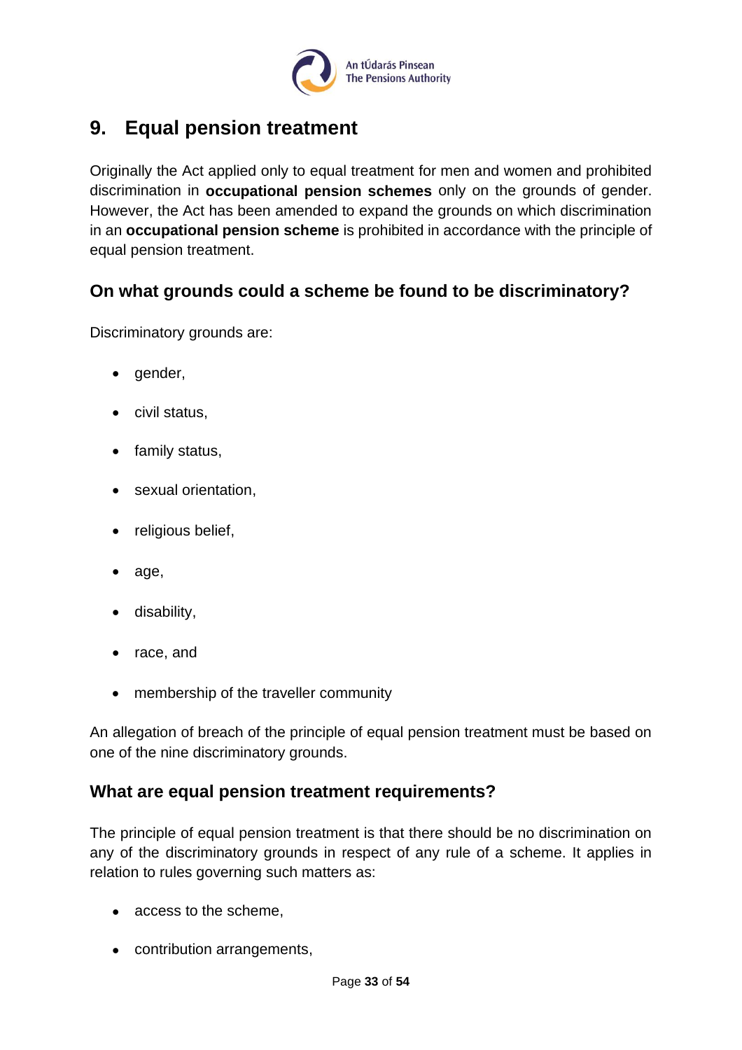## 9. Equal pension treatment

Originally the Act applied only to equal treatment for men and women and prohibited discrimination in **occupational pension schemes** only on the grounds of gender. However, the Act has been amended to expand the grounds on which discrimination in an **occupational pension scheme** is prohibited in accordance with the principle of equal pension treatment.

### On what grounds could a scheme be found to be discriminatory?

Discriminatory grounds are:

- gender,
- civil status,
- family status,
- sexual orientation,
- religious belief,
- age,
- disability,
- race, and
- membership of the traveller community

An allegation of breach of the principle of equal pension treatment must be based on one of the nine discriminatory grounds.

### What are equal pension treatment requirements?

The principle of equal pension treatment is that there should be no discrimination on any of the discriminatory grounds in respect of any rule of a scheme. It applies in relation to rules governing such matters as:

- access to the scheme,
- contribution arrangements,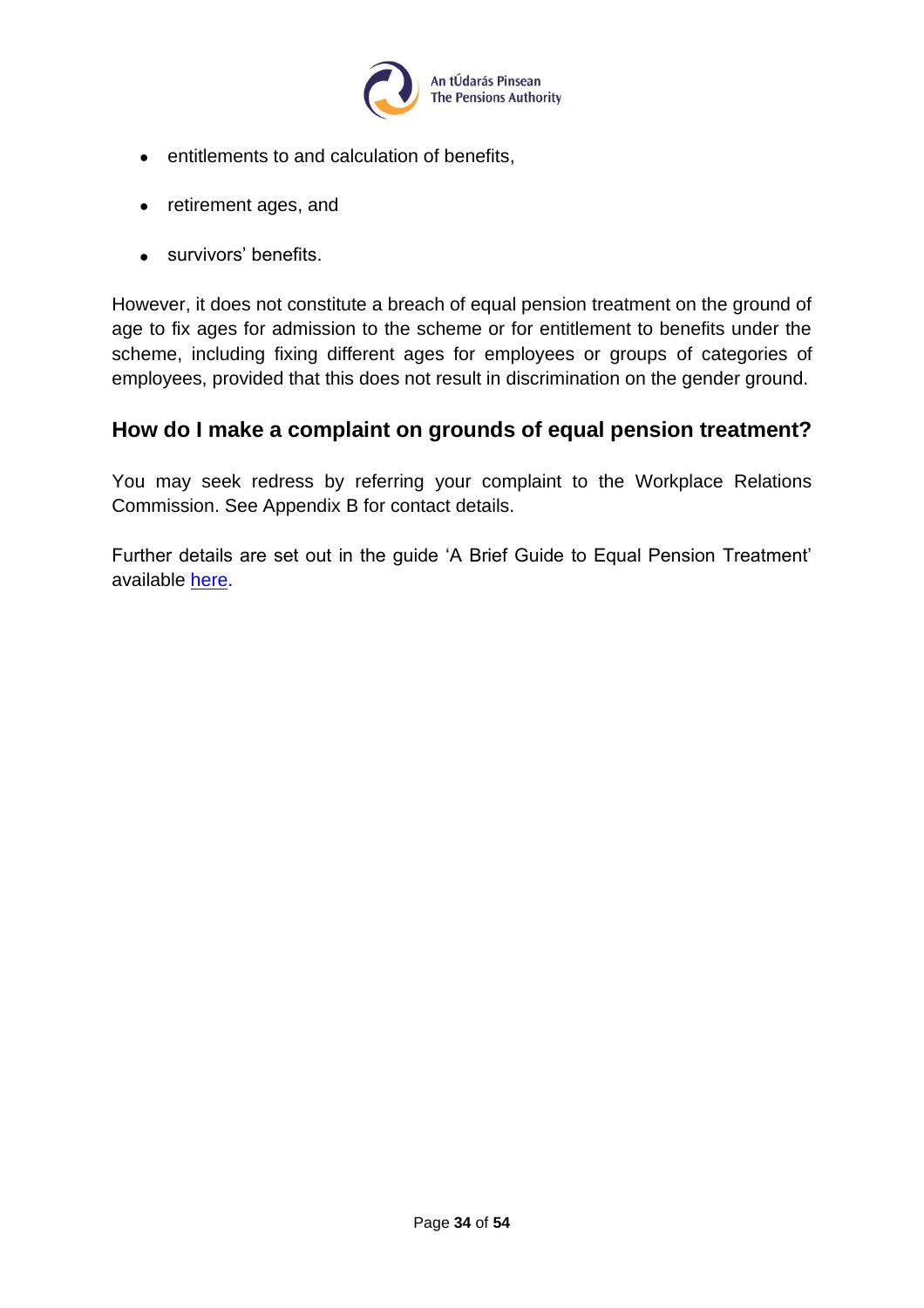- entitlements to and calculation of benefits,
- retirement ages, and
- survivors' benefits.

However, it does not constitute a breach of equal pension treatment on the ground of age to fix ages for admission to the scheme or for entitlement to benefits under the scheme, including fixing different ages for employees or groups of categories of employees, provided that this does not result in discrimination on the gender ground.

## How do I make a complaint on grounds of equal pension treatment?

You may seek redress by referring your complaint to the Workplace Relations Commission. See Appendix B for contact details.

Further details are set out in the guide 'A Brief Guide to Equal Pension Treatment' available here.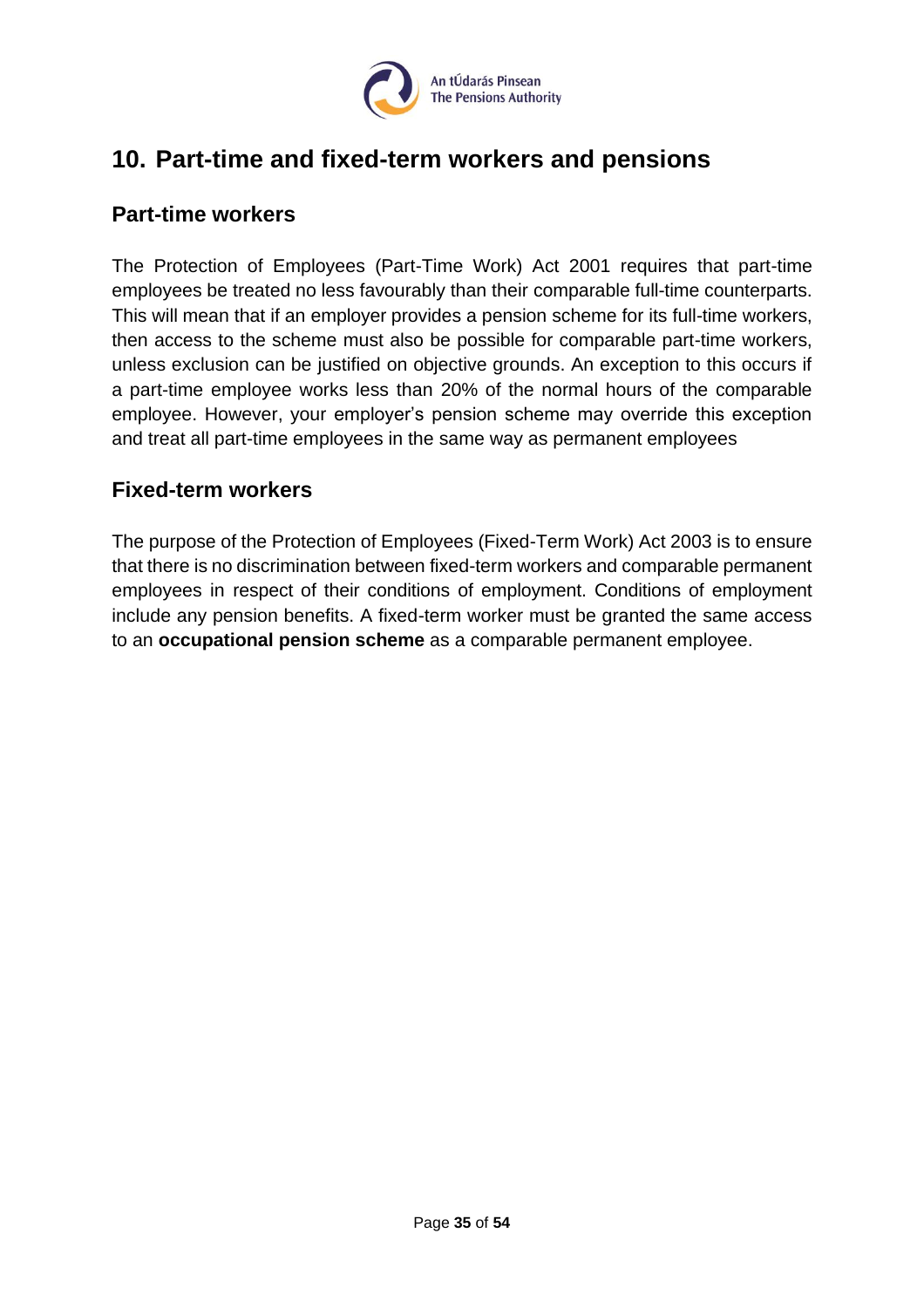## 10. Part-time and fixed-term workers and pensions

### Part-time workers

The Protection of Employees (Part-Time Work) Act 2001 requires that part-time employees be treated no less favourably than their comparable full-time counterparts. This will mean that if an employer provides a pension scheme for its full-time workers, then access to the scheme must also be possible for comparable part-time workers, unless exclusion can be justified on objective grounds. An exception to this occurs if a part-time employee works less than 20% of the normal hours of the comparable employee. However, your employer's pension scheme may override this exception and treat all part-time employees in the same way as permanent employees

### Fixed-term workers

The purpose of the Protection of Employees (Fixed-Term Work) Act 2003 is to ensure that there is no discrimination between fixed-term workers and comparable permanent employees in respect of their conditions of employment. Conditions of employment include any pension benefits. A fixed-term worker must be granted the same access to an **occupational pension scheme** as a comparable permanent employee.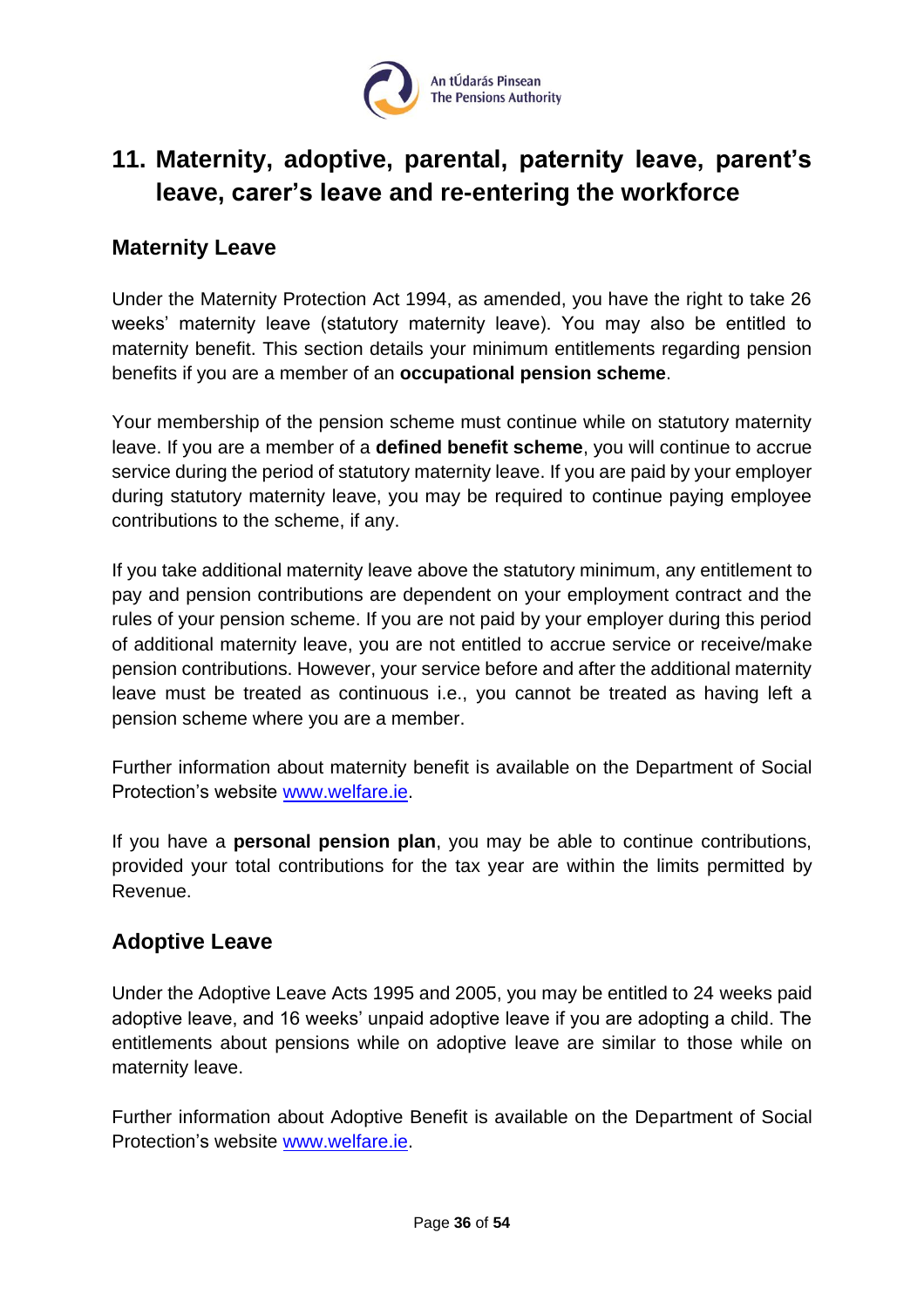# 11. Maternity, adoptive, parental, paternity leave, parent's leave, carer's leave and re-entering the workforce

## Maternity Leave

Under the Maternity Protection Act 1994, as amended, you have the right to take 26 weeks' maternity leave (statutory maternity leave). You may also be entitled to maternity benefit. This section details your minimum entitlements regarding pension benefits if you are a member of an **occupational pension scheme**.

Your membership of the pension scheme must continue while on statutory maternity leave. If you are a member of a **defined benefit scheme**, you will continue to accrue service during the period of statutory maternity leave. If you are paid by your employer during statutory maternity leave, you may be required to continue paying employee contributions to the scheme, if any.

If you take additional maternity leave above the statutory minimum, any entitlement to pay and pension contributions are dependent on your employment contract and the rules of your pension scheme. If you are not paid by your employer during this period of additional maternity leave, you are not entitled to accrue service or receive/make pension contributions. However, your service before and after the additional maternity leave must be treated as continuous i.e., you cannot be treated as having left a pension scheme where you are a member.

Further information about maternity benefit is available on the Department of Social Protection's website [www.welfare.ie](http://www.welfare.ie).

If you have a **personal pension plan**, you may be able to continue contributions, provided your total contributions for the tax year are within the limits permitted by Revenue.

## Adoptive Leave

Under the Adoptive Leave Acts 1995 and 2005, you may be entitled to 24 weeks paid adoptive leave, and 16 weeks' unpaid adoptive leave if you are adopting a child. The entitlements about pensions while on adoptive leave are similar to those while on maternity leave.

Further information about Adoptive Benefit is available on the Department of Social Protection's website [www.welfare.ie](http://www.welfare.ie).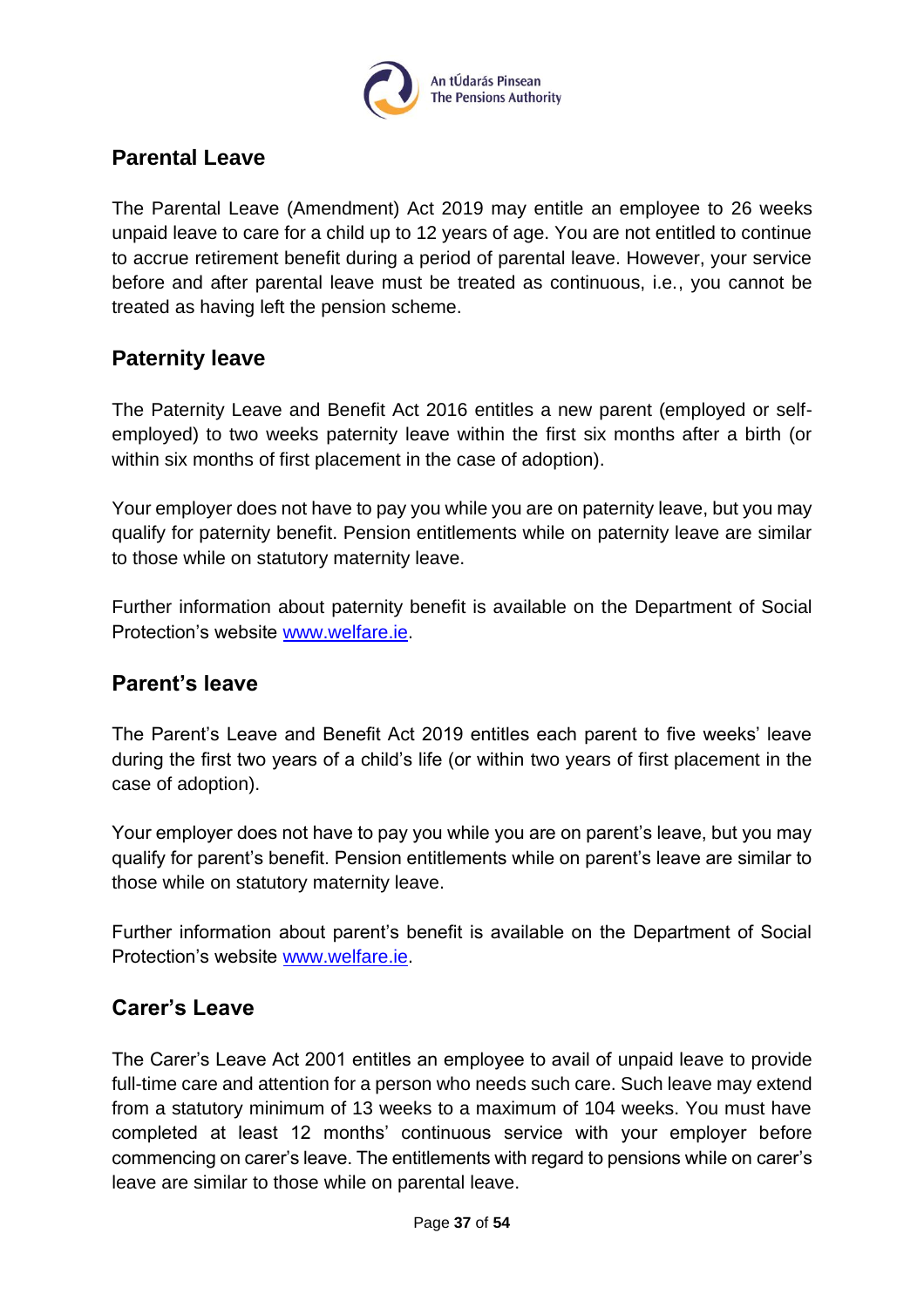## Parental Leave

The Parental Leave (Amendment) Act 2019 may entitle an employee to 26 weeks unpaid leave to care for a child up to 12 years of age. You are not entitled to continue to accrue retirement benefit during a period of parental leave. However, your service before and after parental leave must be treated as continuous, i.e., you cannot be treated as having left the pension scheme.

## Paternity leave

The Paternity Leave and Benefit Act 2016 entitles a new parent (employed or self-employed) to two weeks paternity leave within the first six months after a birth (or within six months of first placement in the case of adoption).

Your employer does not have to pay you while you are on paternity leave, but you may qualify for paternity benefit. Pension entitlements while on paternity leave are similar to those while on statutory maternity leave.

Further information about paternity benefit is available on the Department of Social Protection's website [www.welfare.ie](http://www.welfare.ie).

## Parent's leave

The Parent's Leave and Benefit Act 2019 entitles each parent to five weeks' leave during the first two years of a child's life (or within two years of first placement in the case of adoption).

Your employer does not have to pay you while you are on parent's leave, but you may qualify for parent's benefit. Pension entitlements while on parent's leave are similar to those while on statutory maternity leave.

Further information about parent's benefit is available on the Department of Social Protection's website [www.welfare.ie](http://www.welfare.ie).

## Carer's Leave

The Carer's Leave Act 2001 entitles an employee to avail of unpaid leave to provide full-time care and attention for a person who needs such care. Such leave may extend from a statutory minimum of 13 weeks to a maximum of 104 weeks. You must have completed at least 12 months' continuous service with your employer before commencing on carer's leave. The entitlements with regard to pensions while on carer's leave are similar to those while on parental leave.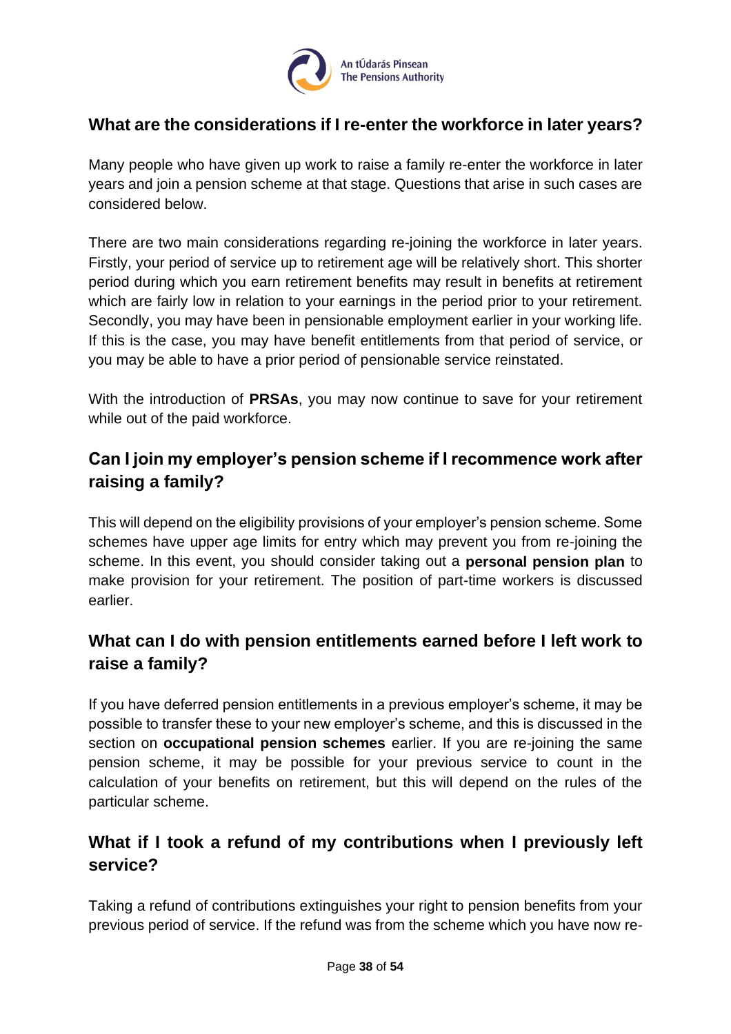## What are the considerations if I re-enter the workforce in later years?

Many people who have given up work to raise a family re-enter the workforce in later years and join a pension scheme at that stage. Questions that arise in such cases are considered below.

There are two main considerations regarding re-joining the workforce in later years. Firstly, your period of service up to retirement age will be relatively short. This shorter period during which you earn retirement benefits may result in benefits at retirement which are fairly low in relation to your earnings in the period prior to your retirement. Secondly, you may have been in pensionable employment earlier in your working life. If this is the case, you may have benefit entitlements from that period of service, or you may be able to have a prior period of pensionable service reinstated.

With the introduction of **PRSAs**, you may now continue to save for your retirement while out of the paid workforce.

## Can I join my employer's pension scheme if I recommence work after raising a family?

This will depend on the eligibility provisions of your employer's pension scheme. Some schemes have upper age limits for entry which may prevent you from re-joining the scheme. In this event, you should consider taking out a **personal pension plan** to make provision for your retirement. The position of part-time workers is discussed earlier.

## What can I do with pension entitlements earned before I left work to raise a family?

If you have deferred pension entitlements in a previous employer's scheme, it may be possible to transfer these to your new employer's scheme, and this is discussed in the section on **occupational pension schemes** earlier. If you are re-joining the same pension scheme, it may be possible for your previous service to count in the calculation of your benefits on retirement, but this will depend on the rules of the particular scheme.

## What if I took a refund of my contributions when I previously left service?

Taking a refund of contributions extinguishes your right to pension benefits from your previous period of service. If the refund was from the scheme which you have now re-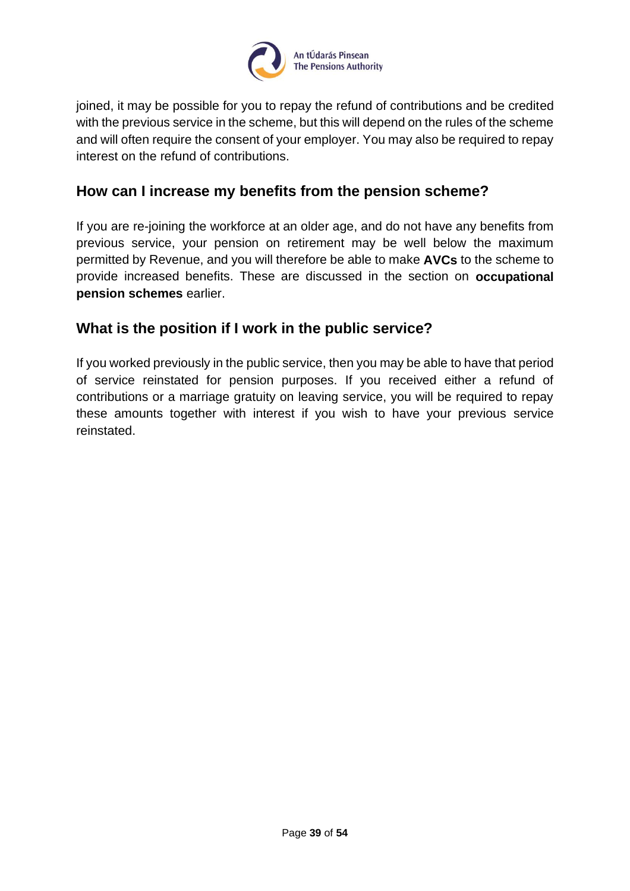joined, it may be possible for you to repay the refund of contributions and be credited with the previous service in the scheme, but this will depend on the rules of the scheme and will often require the consent of your employer. You may also be required to repay interest on the refund of contributions.

## How can I increase my benefits from the pension scheme?

If you are re-joining the workforce at an older age, and do not have any benefits from previous service, your pension on retirement may be well below the maximum permitted by Revenue, and you will therefore be able to make **AVCs** to the scheme to provide increased benefits. These are discussed in the section on **occupational pension schemes** earlier.

## What is the position if I work in the public service?

If you worked previously in the public service, then you may be able to have that period of service reinstated for pension purposes. If you received either a refund of contributions or a marriage gratuity on leaving service, you will be required to repay these amounts together with interest if you wish to have your previous service reinstated.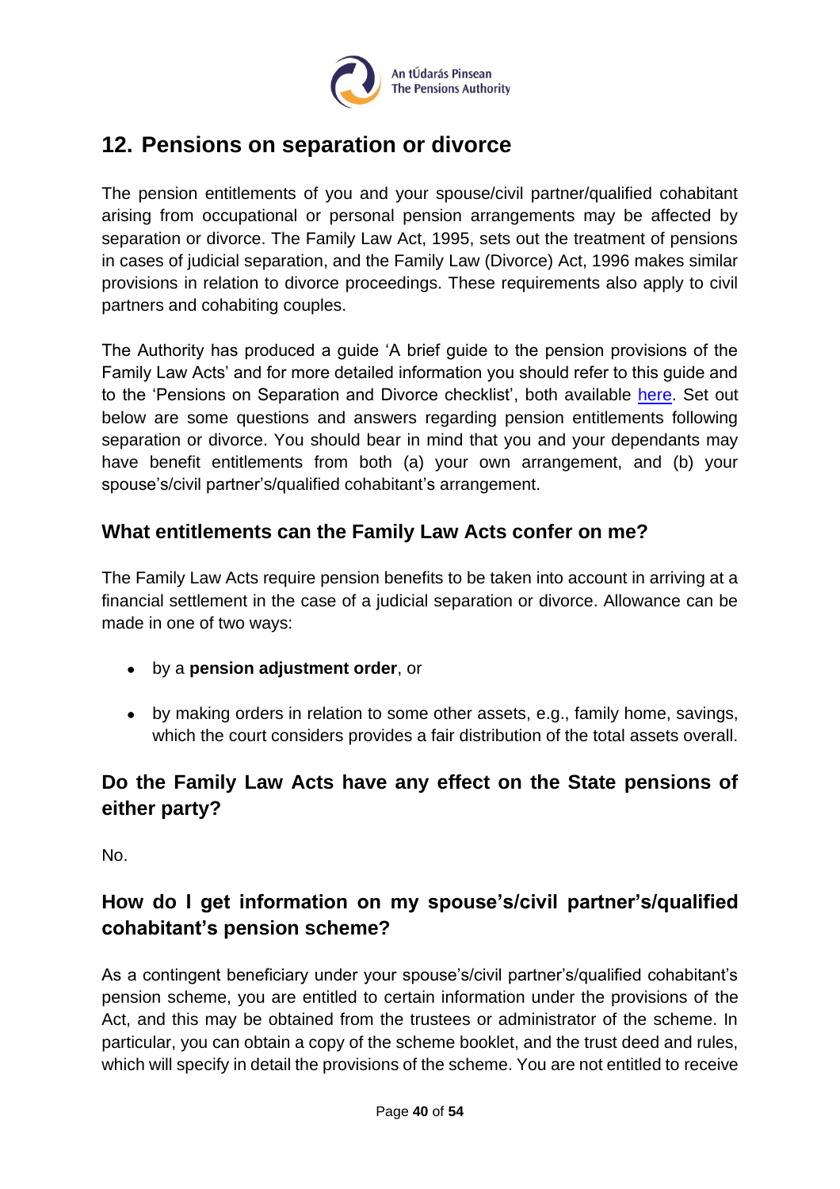## 12. Pensions on separation or divorce

The pension entitlements of you and your spouse/civil partner/qualified cohabitant arising from occupational or personal pension arrangements may be affected by separation or divorce. The Family Law Act, 1995, sets out the treatment of pensions in cases of judicial separation, and the Family Law (Divorce) Act, 1996 makes similar provisions in relation to divorce proceedings. These requirements also apply to civil partners and cohabiting couples.

The Authority has produced a guide 'A brief guide to the pension provisions of the Family Law Acts' and for more detailed information you should refer to this guide and to the 'Pensions on Separation and Divorce checklist', both available here. Set out below are some questions and answers regarding pension entitlements following separation or divorce. You should bear in mind that you and your dependants may have benefit entitlements from both (a) your own arrangement, and (b) your spouse's/civil partner's/qualified cohabitant's arrangement.

### What entitlements can the Family Law Acts confer on me?

The Family Law Acts require pension benefits to be taken into account in arriving at a financial settlement in the case of a judicial separation or divorce. Allowance can be made in one of two ways:

- by a **pension adjustment order**, or
- by making orders in relation to some other assets, e.g., family home, savings, which the court considers provides a fair distribution of the total assets overall.

### Do the Family Law Acts have any effect on the State pensions of either party?

No.

### How do I get information on my spouse's/civil partner's/qualified cohabitant's pension scheme?

As a contingent beneficiary under your spouse's/civil partner's/qualified cohabitant's pension scheme, you are entitled to certain information under the provisions of the Act, and this may be obtained from the trustees or administrator of the scheme. In particular, you can obtain a copy of the scheme booklet, and the trust deed and rules, which will specify in detail the provisions of the scheme. You are not entitled to receive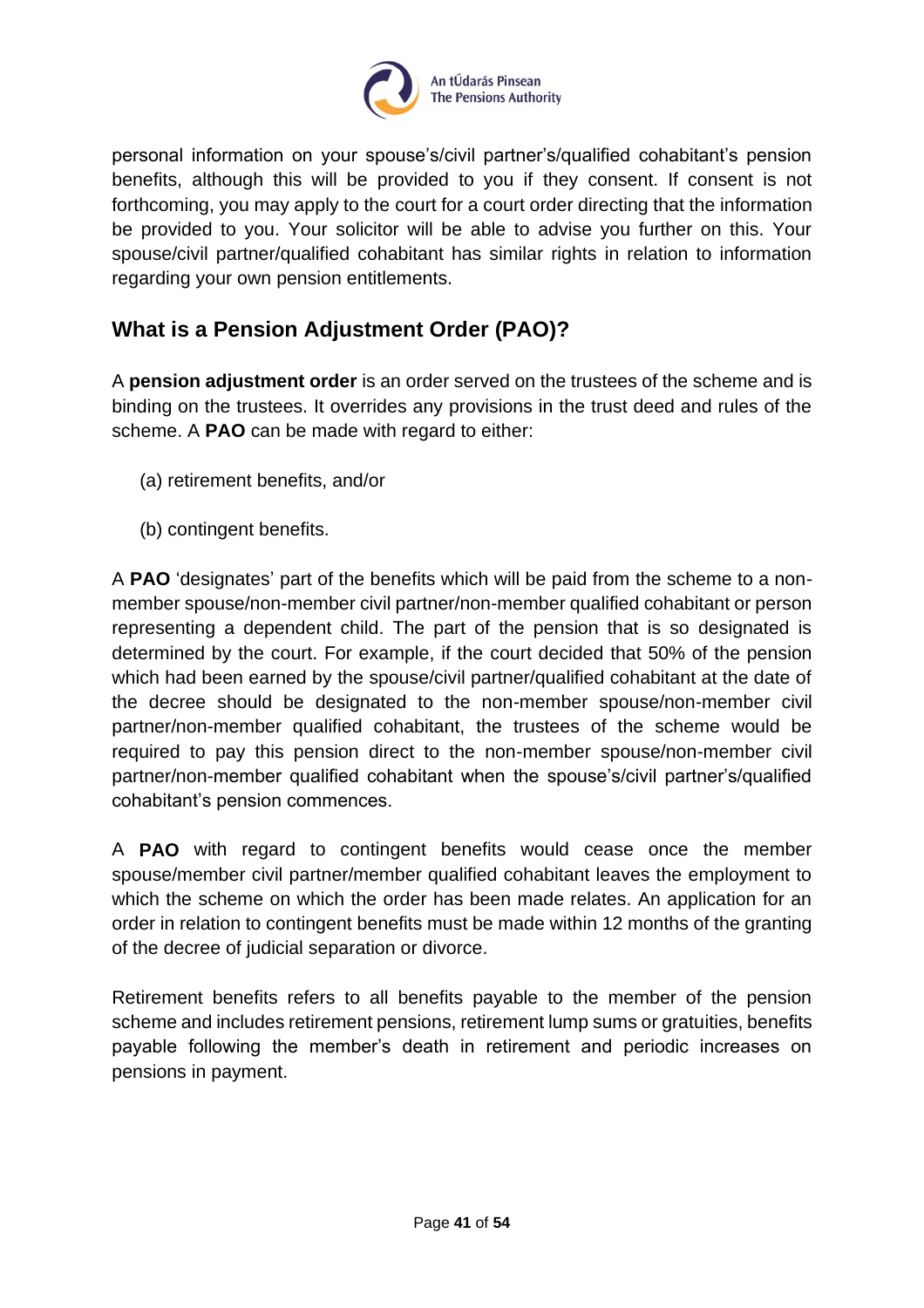personal information on your spouse's/civil partner's/qualified cohabitant's pension benefits, although this will be provided to you if they consent. If consent is not forthcoming, you may apply to the court for a court order directing that the information be provided to you. Your solicitor will be able to advise you further on this. Your spouse/civil partner/qualified cohabitant has similar rights in relation to information regarding your own pension entitlements.

## What is a Pension Adjustment Order (PAO)?

A **pension adjustment order** is an order served on the trustees of the scheme and is binding on the trustees. It overrides any provisions in the trust deed and rules of the scheme. A **PAO** can be made with regard to either:

(a) retirement benefits, and/or

(b) contingent benefits.

A **PAO** 'designates' part of the benefits which will be paid from the scheme to a non-member spouse/non-member civil partner/non-member qualified cohabitant or person representing a dependent child. The part of the pension that is so designated is determined by the court. For example, if the court decided that 50% of the pension which had been earned by the spouse/civil partner/qualified cohabitant at the date of the decree should be designated to the non-member spouse/non-member civil partner/non-member qualified cohabitant, the trustees of the scheme would be required to pay this pension direct to the non-member spouse/non-member civil partner/non-member qualified cohabitant when the spouse's/civil partner's/qualified cohabitant's pension commences.

A **PAO** with regard to contingent benefits would cease once the member spouse/member civil partner/member qualified cohabitant leaves the employment to which the scheme on which the order has been made relates. An application for an order in relation to contingent benefits must be made within 12 months of the granting of the decree of judicial separation or divorce.

Retirement benefits refers to all benefits payable to the member of the pension scheme and includes retirement pensions, retirement lump sums or gratuities, benefits payable following the member's death in retirement and periodic increases on pensions in payment.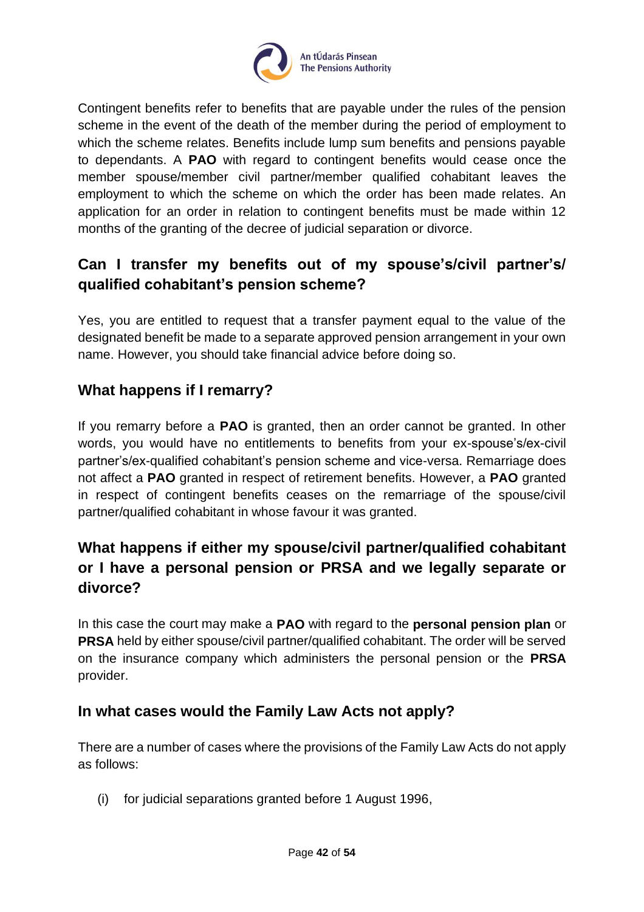Contingent benefits refer to benefits that are payable under the rules of the pension scheme in the event of the death of the member during the period of employment to which the scheme relates. Benefits include lump sum benefits and pensions payable to dependants. A **PAO** with regard to contingent benefits would cease once the member spouse/member civil partner/member qualified cohabitant leaves the employment to which the scheme on which the order has been made relates. An application for an order in relation to contingent benefits must be made within 12 months of the granting of the decree of judicial separation or divorce.

## Can I transfer my benefits out of my spouse's/civil partner's/ qualified cohabitant's pension scheme?

Yes, you are entitled to request that a transfer payment equal to the value of the designated benefit be made to a separate approved pension arrangement in your own name. However, you should take financial advice before doing so.

## What happens if I remarry?

If you remarry before a **PAO** is granted, then an order cannot be granted. In other words, you would have no entitlements to benefits from your ex-spouse's/ex-civil partner's/ex-qualified cohabitant's pension scheme and vice-versa. Remarriage does not affect a **PAO** granted in respect of retirement benefits. However, a **PAO** granted in respect of contingent benefits ceases on the remarriage of the spouse/civil partner/qualified cohabitant in whose favour it was granted.

## What happens if either my spouse/civil partner/qualified cohabitant or I have a personal pension or PRSA and we legally separate or divorce?

In this case the court may make a **PAO** with regard to the **personal pension plan** or **PRSA** held by either spouse/civil partner/qualified cohabitant. The order will be served on the insurance company which administers the personal pension or the **PRSA** provider.

## In what cases would the Family Law Acts not apply?

There are a number of cases where the provisions of the Family Law Acts do not apply as follows:

(i) for judicial separations granted before 1 August 1996,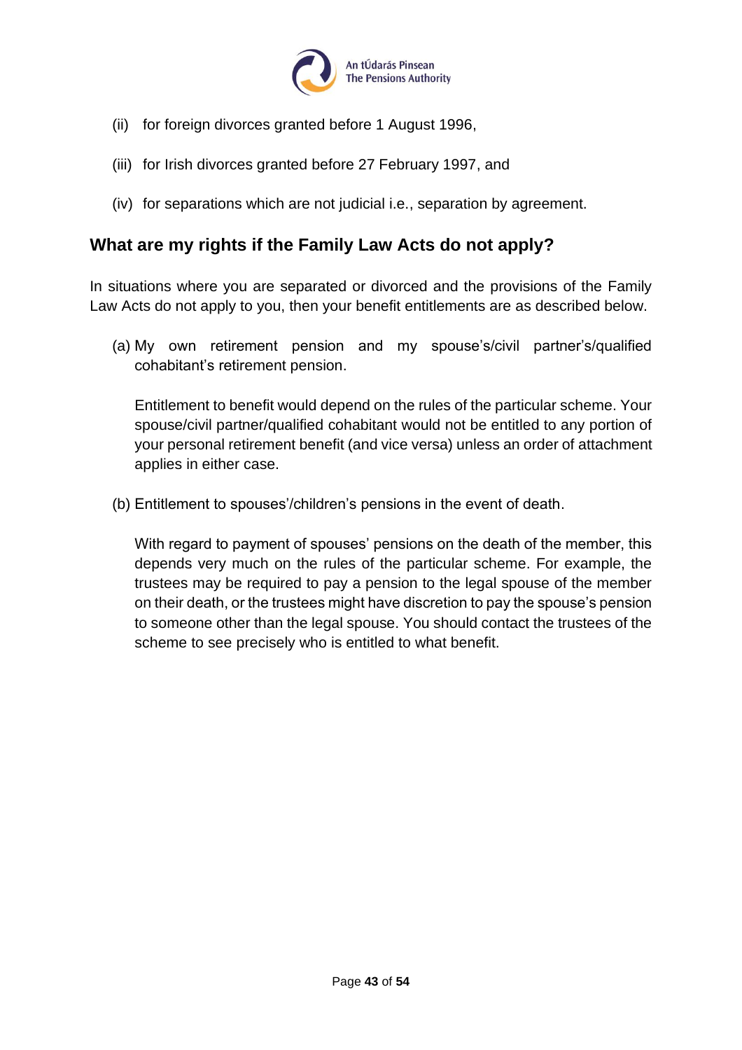(ii) for foreign divorces granted before 1 August 1996,

(iii) for Irish divorces granted before 27 February 1997, and

(iv) for separations which are not judicial i.e., separation by agreement.

## What are my rights if the Family Law Acts do not apply?

In situations where you are separated or divorced and the provisions of the Family Law Acts do not apply to you, then your benefit entitlements are as described below.

(a) My own retirement pension and my spouse's/civil partner's/qualified cohabitant's retirement pension.

Entitlement to benefit would depend on the rules of the particular scheme. Your spouse/civil partner/qualified cohabitant would not be entitled to any portion of your personal retirement benefit (and vice versa) unless an order of attachment applies in either case.

(b) Entitlement to spouses'/children's pensions in the event of death.

With regard to payment of spouses' pensions on the death of the member, this depends very much on the rules of the particular scheme. For example, the trustees may be required to pay a pension to the legal spouse of the member on their death, or the trustees might have discretion to pay the spouse's pension to someone other than the legal spouse. You should contact the trustees of the scheme to see precisely who is entitled to what benefit.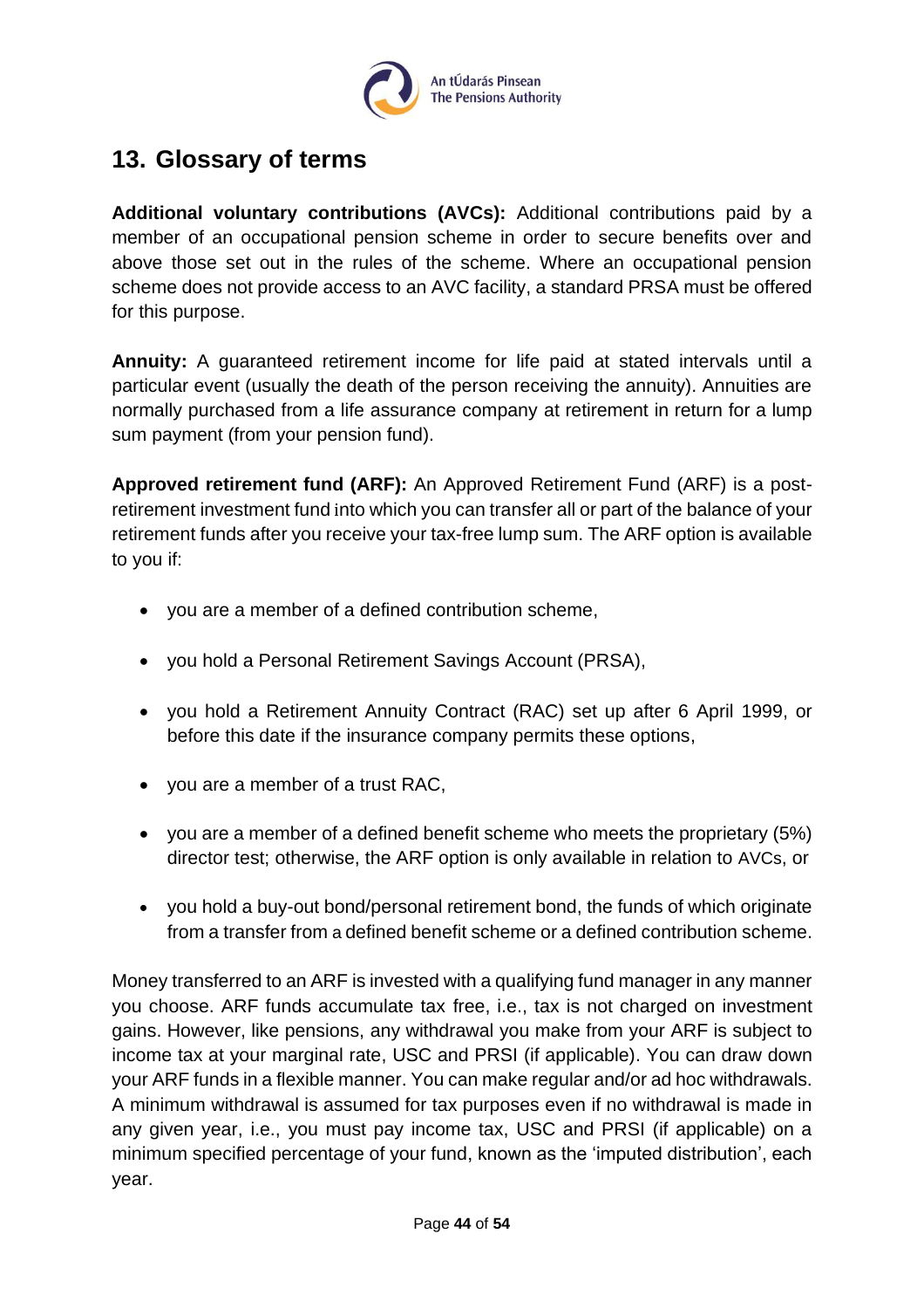## 13. Glossary of terms

**Additional voluntary contributions (AVCs):** Additional contributions paid by a member of an occupational pension scheme in order to secure benefits over and above those set out in the rules of the scheme. Where an occupational pension scheme does not provide access to an AVC facility, a standard PRSA must be offered for this purpose.

**Annuity:** A guaranteed retirement income for life paid at stated intervals until a particular event (usually the death of the person receiving the annuity). Annuities are normally purchased from a life assurance company at retirement in return for a lump sum payment (from your pension fund).

**Approved retirement fund (ARF):** An Approved Retirement Fund (ARF) is a post-retirement investment fund into which you can transfer all or part of the balance of your retirement funds after you receive your tax-free lump sum. The ARF option is available to you if:

- you are a member of a defined contribution scheme,
- you hold a Personal Retirement Savings Account (PRSA),
- you hold a Retirement Annuity Contract (RAC) set up after 6 April 1999, or before this date if the insurance company permits these options,
- you are a member of a trust RAC,
- you are a member of a defined benefit scheme who meets the proprietary (5%) director test; otherwise, the ARF option is only available in relation to AVCs, or
- you hold a buy-out bond/personal retirement bond, the funds of which originate from a transfer from a defined benefit scheme or a defined contribution scheme.

Money transferred to an ARF is invested with a qualifying fund manager in any manner you choose. ARF funds accumulate tax free, i.e., tax is not charged on investment gains. However, like pensions, any withdrawal you make from your ARF is subject to income tax at your marginal rate, USC and PRSI (if applicable). You can draw down your ARF funds in a flexible manner. You can make regular and/or ad hoc withdrawals. A minimum withdrawal is assumed for tax purposes even if no withdrawal is made in any given year, i.e., you must pay income tax, USC and PRSI (if applicable) on a minimum specified percentage of your fund, known as the 'imputed distribution', each year.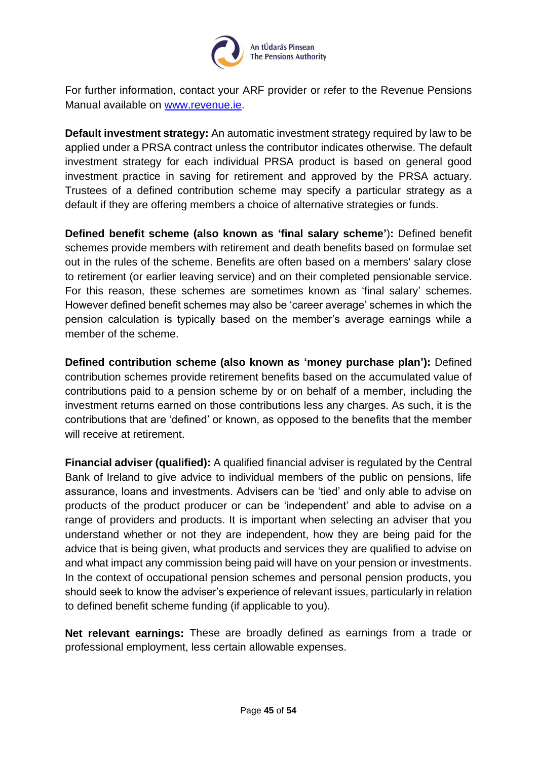For further information, contact your ARF provider or refer to the Revenue Pensions Manual available on [www.revenue.ie](http://www.revenue.ie).

**Default investment strategy:** An automatic investment strategy required by law to be applied under a PRSA contract unless the contributor indicates otherwise. The default investment strategy for each individual PRSA product is based on general good investment practice in saving for retirement and approved by the PRSA actuary. Trustees of a defined contribution scheme may specify a particular strategy as a default if they are offering members a choice of alternative strategies or funds.

**Defined benefit scheme (also known as 'final salary scheme'):** Defined benefit schemes provide members with retirement and death benefits based on formulae set out in the rules of the scheme. Benefits are often based on a members' salary close to retirement (or earlier leaving service) and on their completed pensionable service. For this reason, these schemes are sometimes known as 'final salary' schemes. However defined benefit schemes may also be 'career average' schemes in which the pension calculation is typically based on the member's average earnings while a member of the scheme.

**Defined contribution scheme (also known as 'money purchase plan'):** Defined contribution schemes provide retirement benefits based on the accumulated value of contributions paid to a pension scheme by or on behalf of a member, including the investment returns earned on those contributions less any charges. As such, it is the contributions that are 'defined' or known, as opposed to the benefits that the member will receive at retirement.

**Financial adviser (qualified):** A qualified financial adviser is regulated by the Central Bank of Ireland to give advice to individual members of the public on pensions, life assurance, loans and investments. Advisers can be 'tied' and only able to advise on products of the product producer or can be 'independent' and able to advise on a range of providers and products. It is important when selecting an adviser that you understand whether or not they are independent, how they are being paid for the advice that is being given, what products and services they are qualified to advise on and what impact any commission being paid will have on your pension or investments. In the context of occupational pension schemes and personal pension products, you should seek to know the adviser's experience of relevant issues, particularly in relation to defined benefit scheme funding (if applicable to you).

**Net relevant earnings:** These are broadly defined as earnings from a trade or professional employment, less certain allowable expenses.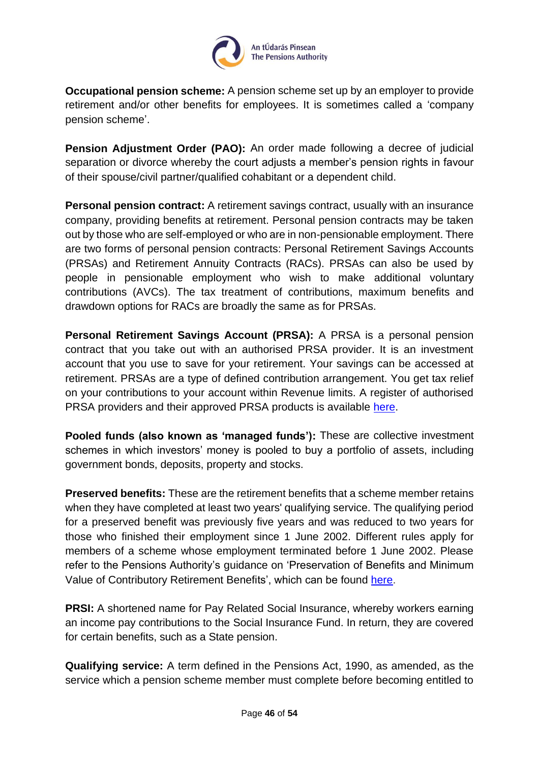**Occupational pension scheme:** A pension scheme set up by an employer to provide retirement and/or other benefits for employees. It is sometimes called a 'company pension scheme'.

**Pension Adjustment Order (PAO):** An order made following a decree of judicial separation or divorce whereby the court adjusts a member's pension rights in favour of their spouse/civil partner/qualified cohabitant or a dependent child.

**Personal pension contract:** A retirement savings contract, usually with an insurance company, providing benefits at retirement. Personal pension contracts may be taken out by those who are self-employed or who are in non-pensionable employment. There are two forms of personal pension contracts: Personal Retirement Savings Accounts (PRSAs) and Retirement Annuity Contracts (RACs). PRSAs can also be used by people in pensionable employment who wish to make additional voluntary contributions (AVCs). The tax treatment of contributions, maximum benefits and drawdown options for RACs are broadly the same as for PRSAs.

**Personal Retirement Savings Account (PRSA):** A PRSA is a personal pension contract that you take out with an authorised PRSA provider. It is an investment account that you use to save for your retirement. Your savings can be accessed at retirement. PRSAs are a type of defined contribution arrangement. You get tax relief on your contributions to your account within Revenue limits. A register of authorised PRSA providers and their approved PRSA products is available here.

**Pooled funds (also known as 'managed funds'):** These are collective investment schemes in which investors' money is pooled to buy a portfolio of assets, including government bonds, deposits, property and stocks.

**Preserved benefits:** These are the retirement benefits that a scheme member retains when they have completed at least two years' qualifying service. The qualifying period for a preserved benefit was previously five years and was reduced to two years for those who finished their employment since 1 June 2002. Different rules apply for members of a scheme whose employment terminated before 1 June 2002. Please refer to the Pensions Authority's guidance on 'Preservation of Benefits and Minimum Value of Contributory Retirement Benefits', which can be found here.

**PRSI:** A shortened name for Pay Related Social Insurance, whereby workers earning an income pay contributions to the Social Insurance Fund. In return, they are covered for certain benefits, such as a State pension.

**Qualifying service:** A term defined in the Pensions Act, 1990, as amended, as the service which a pension scheme member must complete before becoming entitled to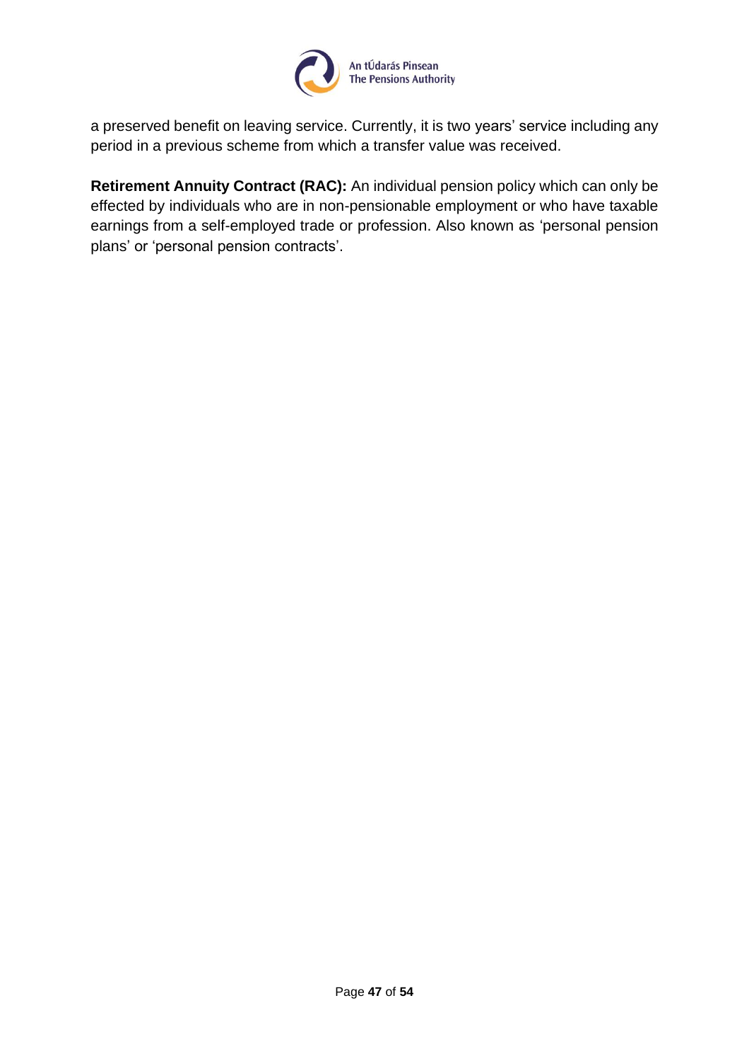a preserved benefit on leaving service. Currently, it is two years' service including any period in a previous scheme from which a transfer value was received.

**Retirement Annuity Contract (RAC):** An individual pension policy which can only be effected by individuals who are in non-pensionable employment or who have taxable earnings from a self-employed trade or profession. Also known as 'personal pension plans' or 'personal pension contracts'.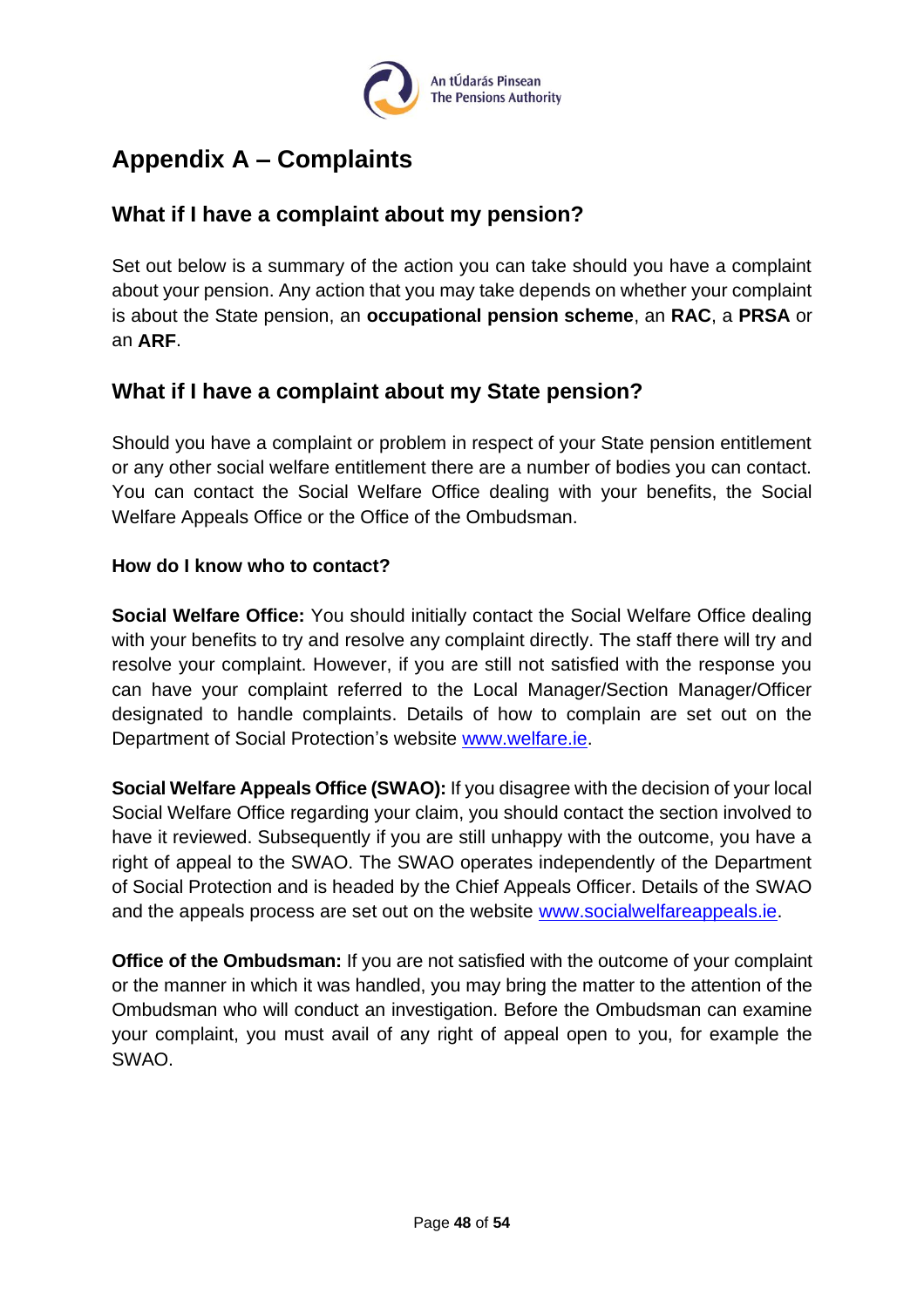# Appendix A – Complaints

## What if I have a complaint about my pension?

Set out below is a summary of the action you can take should you have a complaint about your pension. Any action that you may take depends on whether your complaint is about the State pension, an **occupational pension scheme**, an **RAC**, a **PRSA** or an **ARF**.

## What if I have a complaint about my State pension?

Should you have a complaint or problem in respect of your State pension entitlement or any other social welfare entitlement there are a number of bodies you can contact. You can contact the Social Welfare Office dealing with your benefits, the Social Welfare Appeals Office or the Office of the Ombudsman.

**How do I know who to contact?**

**Social Welfare Office:** You should initially contact the Social Welfare Office dealing with your benefits to try and resolve any complaint directly. The staff there will try and resolve your complaint. However, if you are still not satisfied with the response you can have your complaint referred to the Local Manager/Section Manager/Officer designated to handle complaints. Details of how to complain are set out on the Department of Social Protection's website www.welfare.ie.

**Social Welfare Appeals Office (SWAO):** If you disagree with the decision of your local Social Welfare Office regarding your claim, you should contact the section involved to have it reviewed. Subsequently if you are still unhappy with the outcome, you have a right of appeal to the SWAO. The SWAO operates independently of the Department of Social Protection and is headed by the Chief Appeals Officer. Details of the SWAO and the appeals process are set out on the website www.socialwelfareappeals.ie.

**Office of the Ombudsman:** If you are not satisfied with the outcome of your complaint or the manner in which it was handled, you may bring the matter to the attention of the Ombudsman who will conduct an investigation. Before the Ombudsman can examine your complaint, you must avail of any right of appeal open to you, for example the SWAO.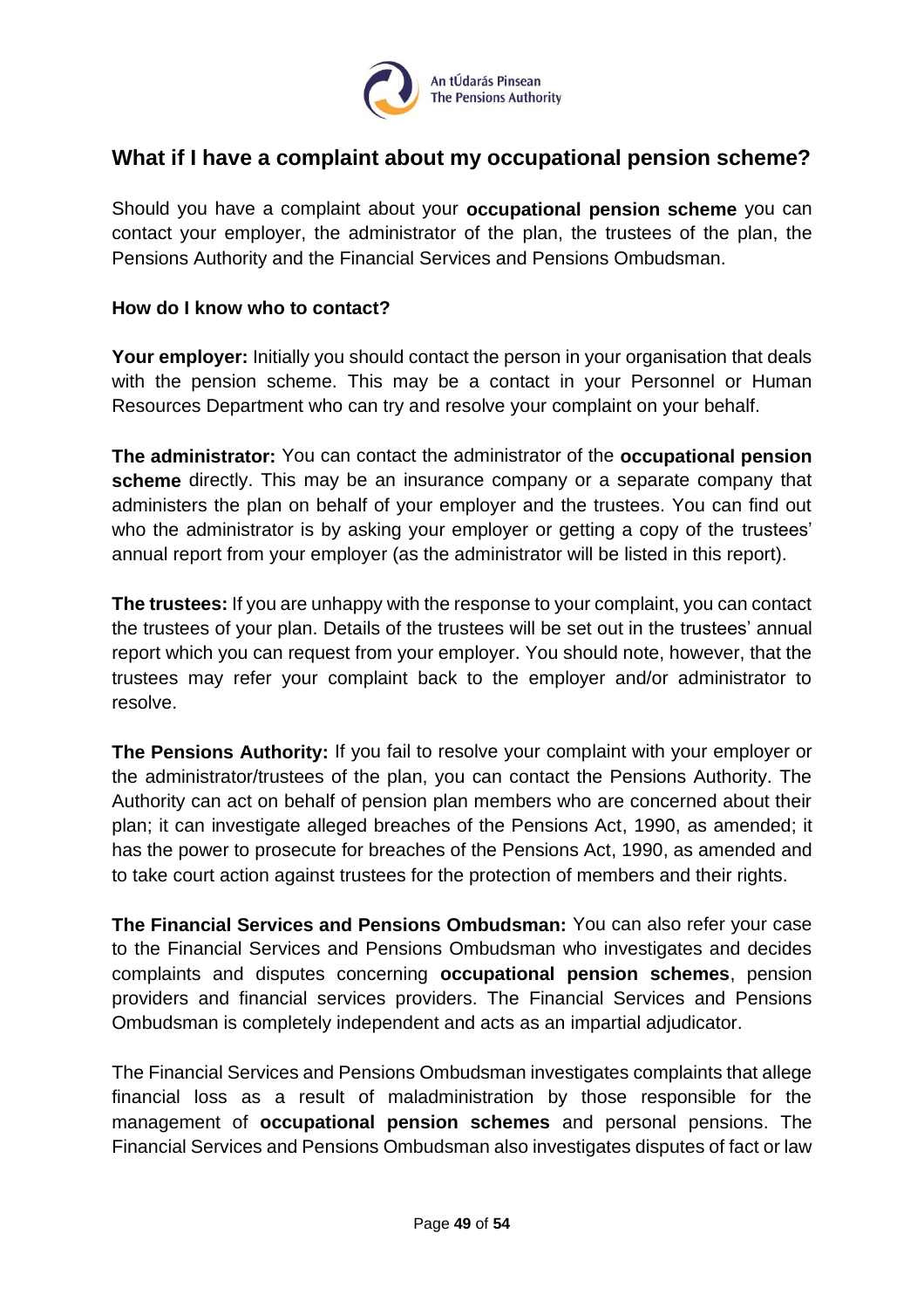## What if I have a complaint about my occupational pension scheme?

Should you have a complaint about your **occupational pension scheme** you can contact your employer, the administrator of the plan, the trustees of the plan, the Pensions Authority and the Financial Services and Pensions Ombudsman.

### How do I know who to contact?

**Your employer:** Initially you should contact the person in your organisation that deals with the pension scheme. This may be a contact in your Personnel or Human Resources Department who can try and resolve your complaint on your behalf.

**The administrator:** You can contact the administrator of the **occupational pension scheme** directly. This may be an insurance company or a separate company that administers the plan on behalf of your employer and the trustees. You can find out who the administrator is by asking your employer or getting a copy of the trustees' annual report from your employer (as the administrator will be listed in this report).

**The trustees:** If you are unhappy with the response to your complaint, you can contact the trustees of your plan. Details of the trustees will be set out in the trustees' annual report which you can request from your employer. You should note, however, that the trustees may refer your complaint back to the employer and/or administrator to resolve.

**The Pensions Authority:** If you fail to resolve your complaint with your employer or the administrator/trustees of the plan, you can contact the Pensions Authority. The Authority can act on behalf of pension plan members who are concerned about their plan; it can investigate alleged breaches of the Pensions Act, 1990, as amended; it has the power to prosecute for breaches of the Pensions Act, 1990, as amended and to take court action against trustees for the protection of members and their rights.

**The Financial Services and Pensions Ombudsman:** You can also refer your case to the Financial Services and Pensions Ombudsman who investigates and decides complaints and disputes concerning **occupational pension schemes**, pension providers and financial services providers. The Financial Services and Pensions Ombudsman is completely independent and acts as an impartial adjudicator.

The Financial Services and Pensions Ombudsman investigates complaints that allege financial loss as a result of maladministration by those responsible for the management of **occupational pension schemes** and personal pensions. The Financial Services and Pensions Ombudsman also investigates disputes of fact or law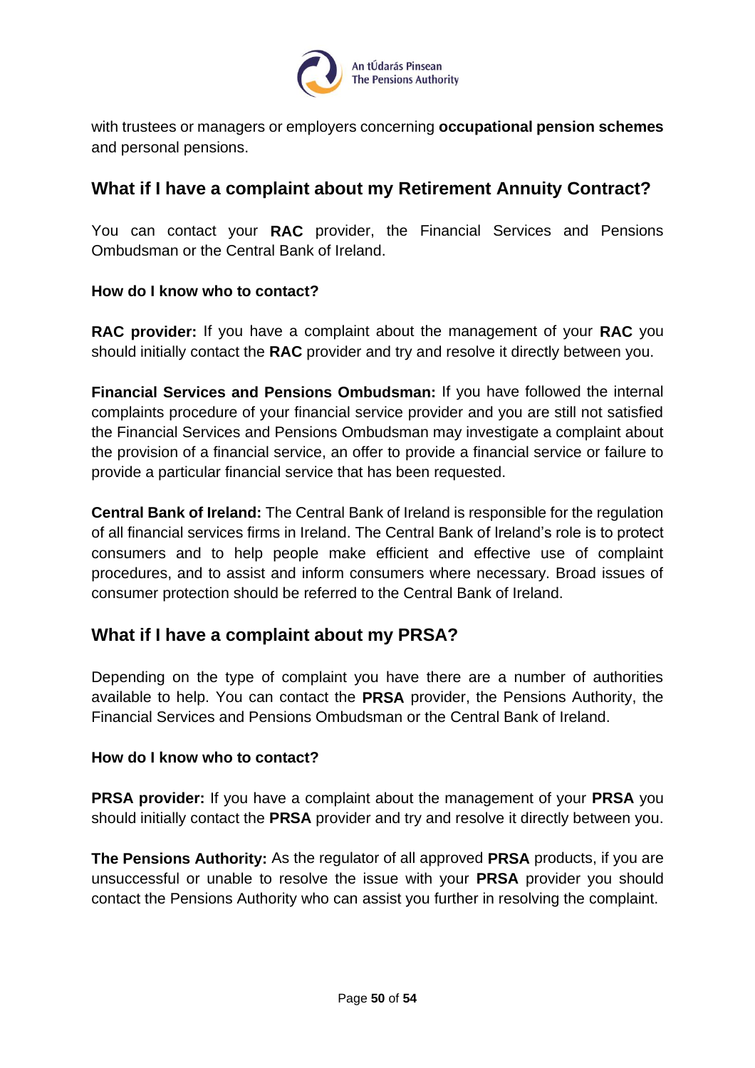with trustees or managers or employers concerning **occupational pension schemes** and personal pensions.

## What if I have a complaint about my Retirement Annuity Contract?

You can contact your **RAC** provider, the Financial Services and Pensions Ombudsman or the Central Bank of Ireland.

#### How do I know who to contact?

**RAC provider:** If you have a complaint about the management of your **RAC** you should initially contact the **RAC** provider and try and resolve it directly between you.

**Financial Services and Pensions Ombudsman:** If you have followed the internal complaints procedure of your financial service provider and you are still not satisfied the Financial Services and Pensions Ombudsman may investigate a complaint about the provision of a financial service, an offer to provide a financial service or failure to provide a particular financial service that has been requested.

**Central Bank of Ireland:** The Central Bank of Ireland is responsible for the regulation of all financial services firms in Ireland. The Central Bank of Ireland's role is to protect consumers and to help people make efficient and effective use of complaint procedures, and to assist and inform consumers where necessary. Broad issues of consumer protection should be referred to the Central Bank of Ireland.

## What if I have a complaint about my PRSA?

Depending on the type of complaint you have there are a number of authorities available to help. You can contact the **PRSA** provider, the Pensions Authority, the Financial Services and Pensions Ombudsman or the Central Bank of Ireland.

#### How do I know who to contact?

**PRSA provider:** If you have a complaint about the management of your **PRSA** you should initially contact the **PRSA** provider and try and resolve it directly between you.

**The Pensions Authority:** As the regulator of all approved **PRSA** products, if you are unsuccessful or unable to resolve the issue with your **PRSA** provider you should contact the Pensions Authority who can assist you further in resolving the complaint.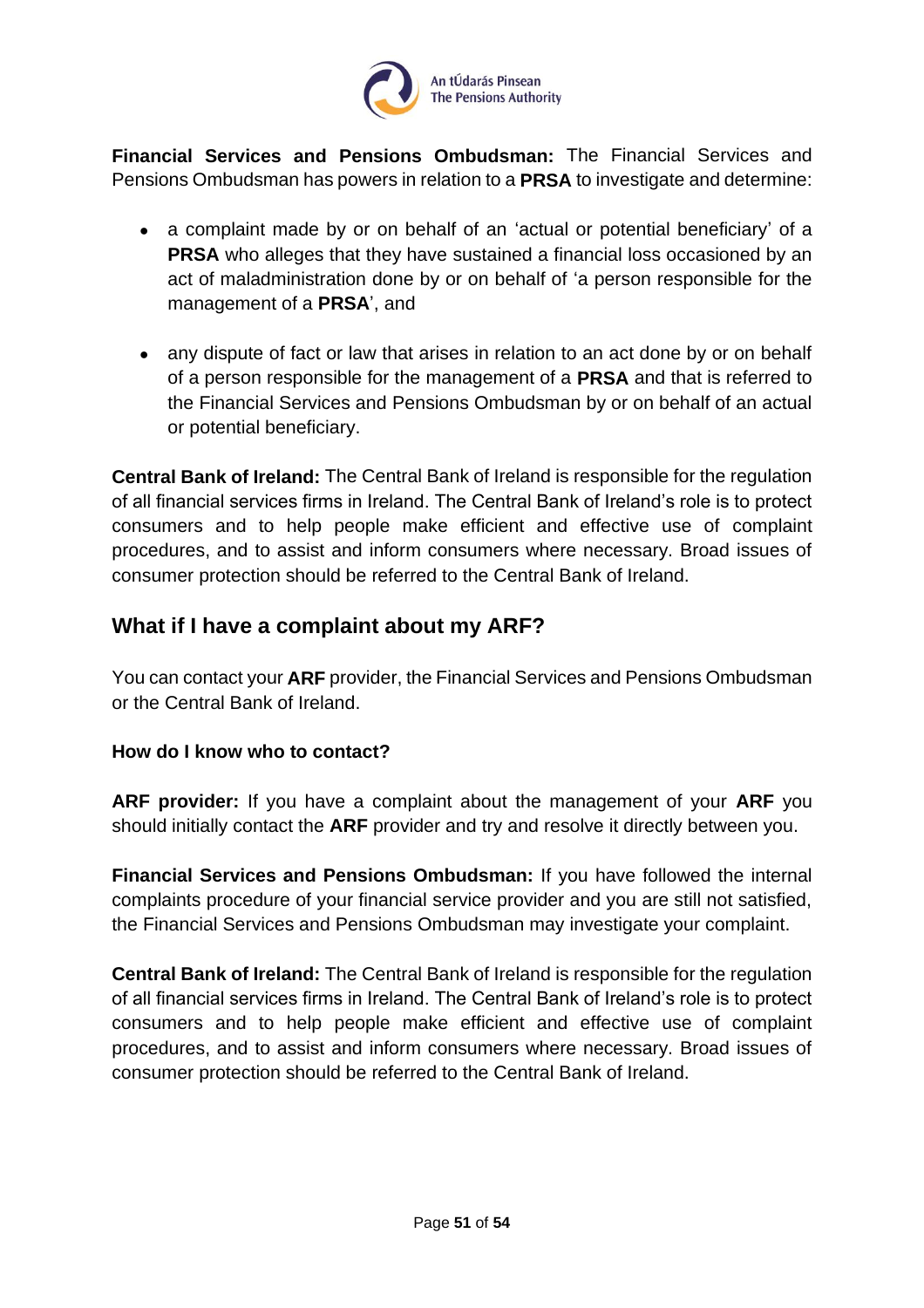**Financial Services and Pensions Ombudsman:** The Financial Services and Pensions Ombudsman has powers in relation to a **PRSA** to investigate and determine:

- a complaint made by or on behalf of an 'actual or potential beneficiary' of a **PRSA** who alleges that they have sustained a financial loss occasioned by an act of maladministration done by or on behalf of 'a person responsible for the management of a **PRSA**', and

- any dispute of fact or law that arises in relation to an act done by or on behalf of a person responsible for the management of a **PRSA** and that is referred to the Financial Services and Pensions Ombudsman by or on behalf of an actual or potential beneficiary.

**Central Bank of Ireland:** The Central Bank of Ireland is responsible for the regulation of all financial services firms in Ireland. The Central Bank of Ireland's role is to protect consumers and to help people make efficient and effective use of complaint procedures, and to assist and inform consumers where necessary. Broad issues of consumer protection should be referred to the Central Bank of Ireland.

## What if I have a complaint about my ARF?

You can contact your **ARF** provider, the Financial Services and Pensions Ombudsman or the Central Bank of Ireland.

**How do I know who to contact?**

**ARF provider:** If you have a complaint about the management of your **ARF** you should initially contact the **ARF** provider and try and resolve it directly between you.

**Financial Services and Pensions Ombudsman:** If you have followed the internal complaints procedure of your financial service provider and you are still not satisfied, the Financial Services and Pensions Ombudsman may investigate your complaint.

**Central Bank of Ireland:** The Central Bank of Ireland is responsible for the regulation of all financial services firms in Ireland. The Central Bank of Ireland's role is to protect consumers and to help people make efficient and effective use of complaint procedures, and to assist and inform consumers where necessary. Broad issues of consumer protection should be referred to the Central Bank of Ireland.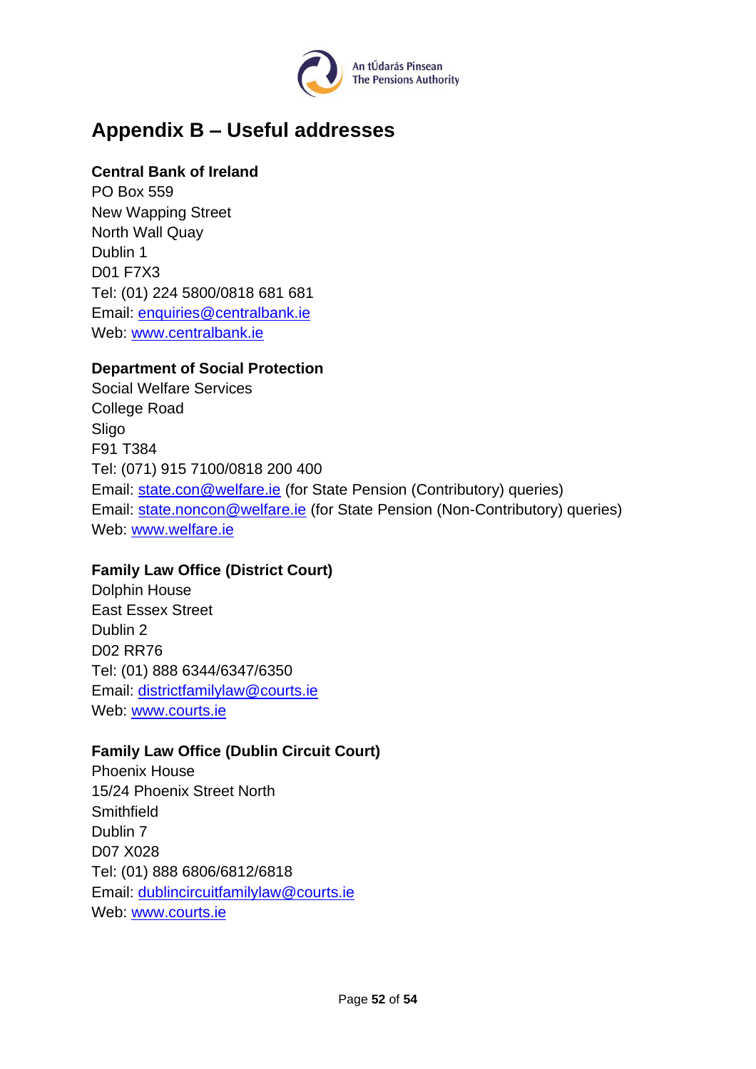# Appendix B – Useful addresses

**Central Bank of Ireland**
PO Box 559
New Wapping Street
North Wall Quay
Dublin 1
D01 F7X3
Tel: (01) 224 5800/0818 681 681
Email: enquiries@centralbank.ie
Web: www.centralbank.ie

**Department of Social Protection**
Social Welfare Services
College Road
Sligo
F91 T384
Tel: (071) 915 7100/0818 200 400
Email: state.con@welfare.ie (for State Pension (Contributory) queries)
Email: state.noncon@welfare.ie (for State Pension (Non-Contributory) queries)
Web: www.welfare.ie

**Family Law Office (District Court)**
Dolphin House
East Essex Street
Dublin 2
D02 RR76
Tel: (01) 888 6344/6347/6350
Email: districtfamilylaw@courts.ie
Web: www.courts.ie

**Family Law Office (Dublin Circuit Court)**
Phoenix House
15/24 Phoenix Street North
Smithfield
Dublin 7
D07 X028
Tel: (01) 888 6806/6812/6818
Email: dublincircuitfamilylaw@courts.ie
Web: www.courts.ie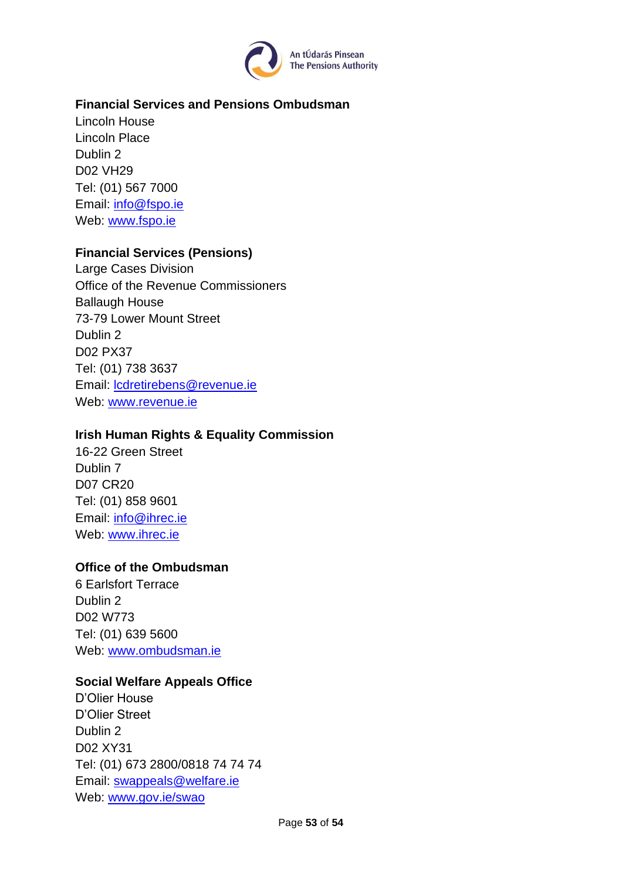**Financial Services and Pensions Ombudsman**
Lincoln House
Lincoln Place
Dublin 2
D02 VH29
Tel: (01) 567 7000
Email: info@fspo.ie
Web: www.fspo.ie

**Financial Services (Pensions)**
Large Cases Division
Office of the Revenue Commissioners
Ballaugh House
73-79 Lower Mount Street
Dublin 2
D02 PX37
Tel: (01) 738 3637
Email: lcdretirebens@revenue.ie
Web: www.revenue.ie

**Irish Human Rights & Equality Commission**
16-22 Green Street
Dublin 7
D07 CR20
Tel: (01) 858 9601
Email: info@ihrec.ie
Web: www.ihrec.ie

**Office of the Ombudsman**
6 Earlsfort Terrace
Dublin 2
D02 W773
Tel: (01) 639 5600
Web: www.ombudsman.ie

**Social Welfare Appeals Office**
D'Olier House
D'Olier Street
Dublin 2
D02 XY31
Tel: (01) 673 2800/0818 74 74 74
Email: swappeals@welfare.ie
Web: www.gov.ie/swao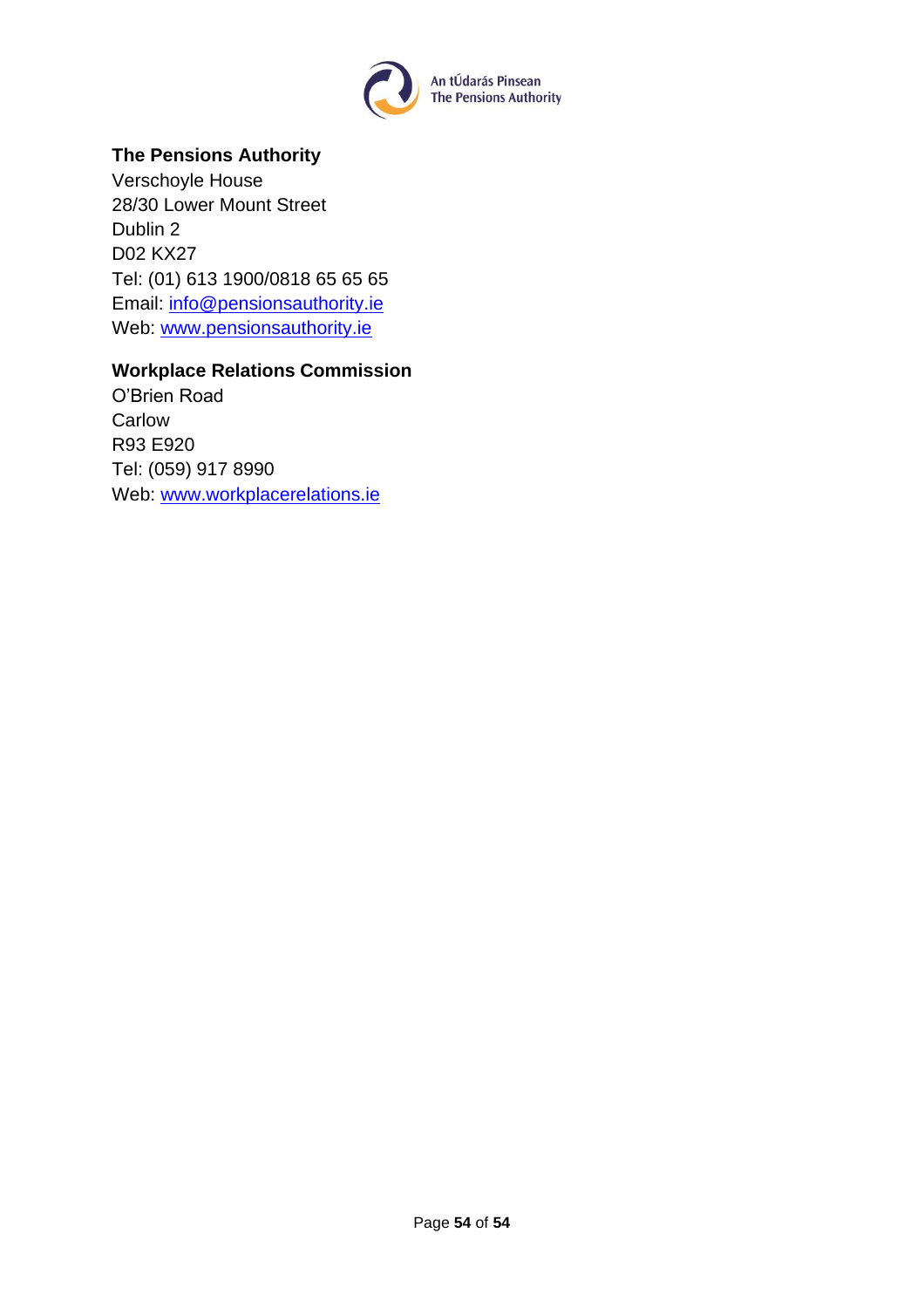**The Pensions Authority**
Verschoyle House
28/30 Lower Mount Street
Dublin 2
D02 KX27
Tel: (01) 613 1900/0818 65 65 65
Email: info@pensionsauthority.ie
Web: www.pensionsauthority.ie

**Workplace Relations Commission**
O'Brien Road
Carlow
R93 E920
Tel: (059) 917 8990
Web: www.workplacerelations.ie